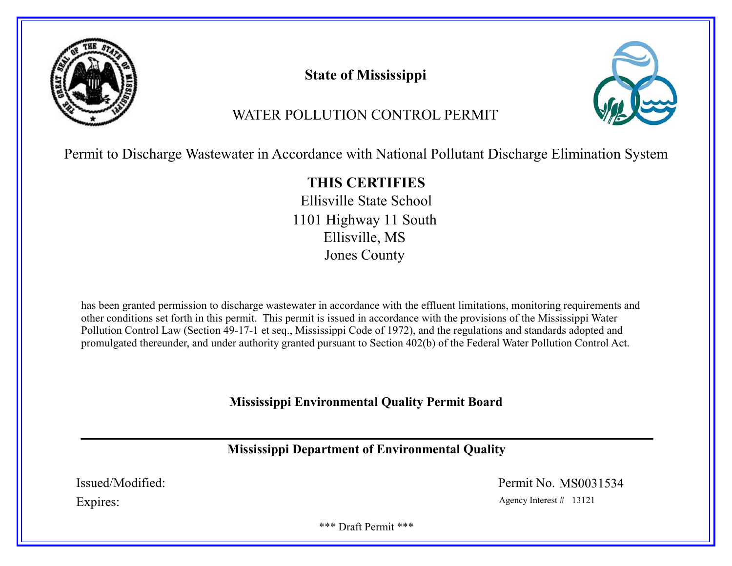# State of Mississippi

## WATER POLLUTION CONTROL PERMIT

Permit to Discharge Wastewater in Accordance with National Pollutant Discharge Elimination System

**THIS CERTIFIES**

Ellisville State School
1101 Highway 11 South
Ellisville, MS
Jones County

has been granted permission to discharge wastewater in accordance with the effluent limitations, monitoring requirements and other conditions set forth in this permit. This permit is issued in accordance with the provisions of the Mississippi Water Pollution Control Law (Section 49-17-1 et seq., Mississippi Code of 1972), and the regulations and standards adopted and promulgated thereunder, and under authority granted pursuant to Section 402(b) of the Federal Water Pollution Control Act.

**Mississippi Environmental Quality Permit Board**

---

**Mississippi Department of Environmental Quality**

Issued/Modified:

Expires:

Permit No. MS0031534

Agency Interest # 13121

\*\*\* Draft Permit \*\*\*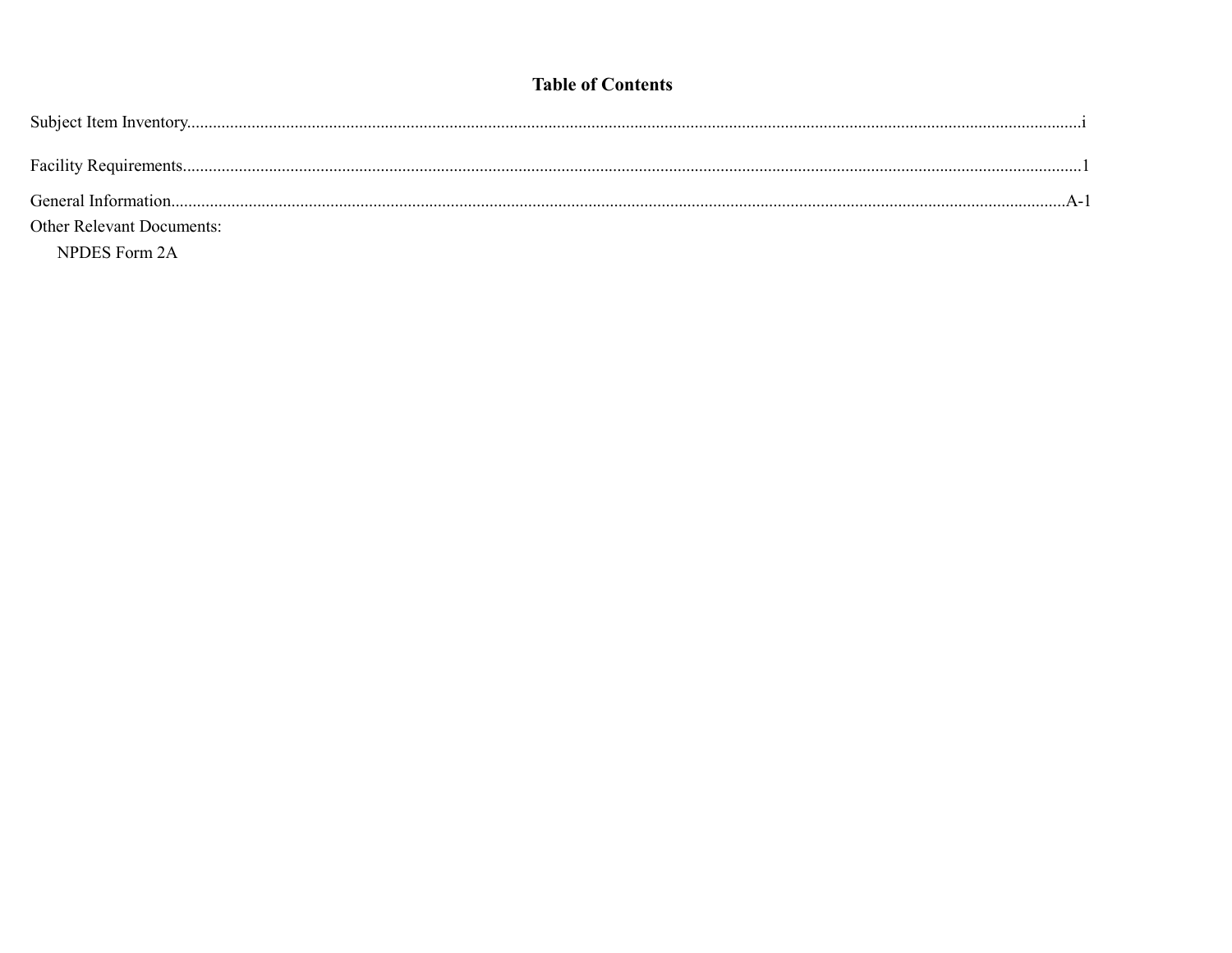# Table of Contents

Subject Item Inventory....................i

Facility Requirements....................1

General Information....................A-1

Other Relevant Documents:

NPDES Form 2A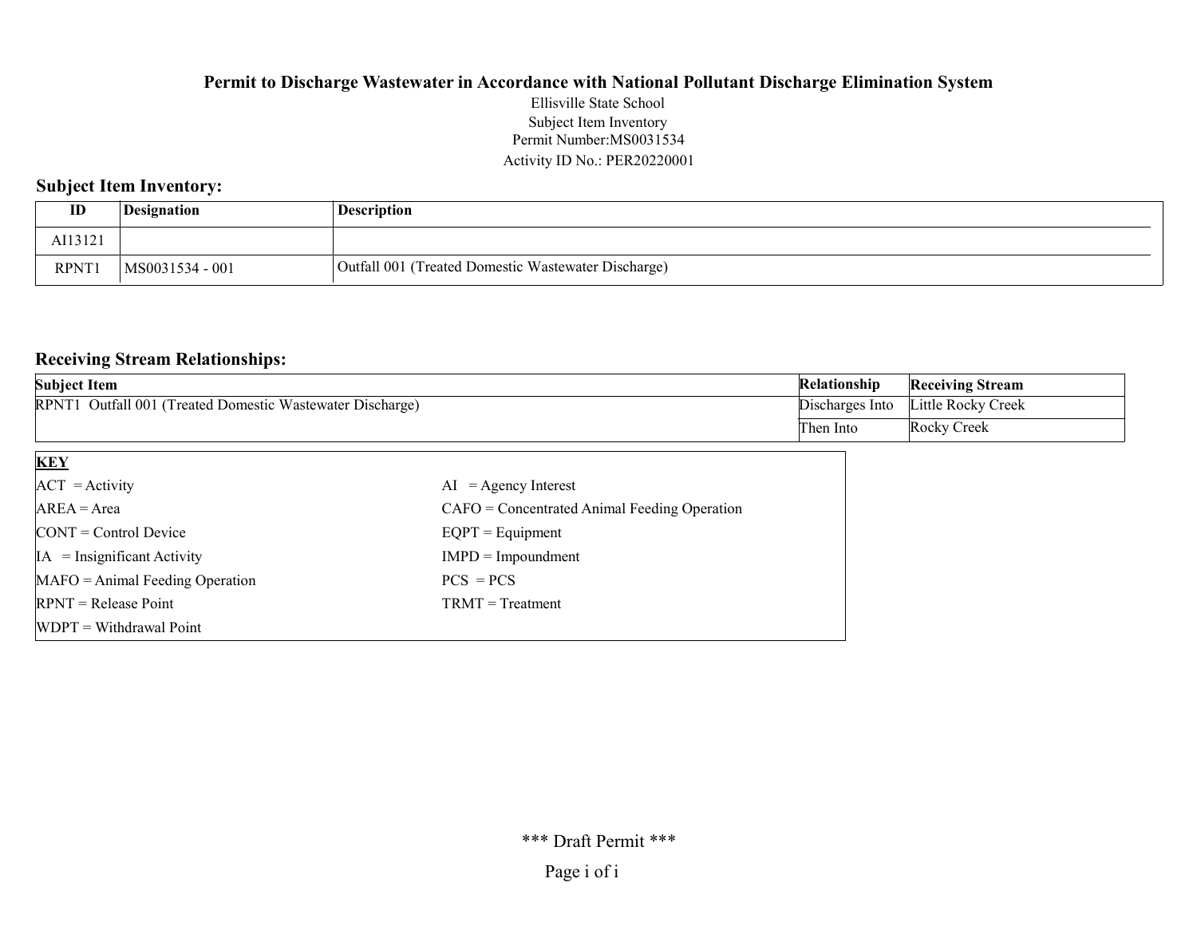**Permit to Discharge Wastewater in Accordance with National Pollutant Discharge Elimination System**

Ellisville State School
Subject Item Inventory
Permit Number:MS0031534
Activity ID No.: PER20220001

## Subject Item Inventory:

| ID | Designation | Description |
|---|---|---|
| AI13121 | | |
| RPNT1 | MS0031534 - 001 | Outfall 001 (Treated Domestic Wastewater Discharge) |

## Receiving Stream Relationships:

| Subject Item | Relationship | Receiving Stream |
|---|---|---|
| RPNT1 Outfall 001 (Treated Domestic Wastewater Discharge) | Discharges Into | Little Rocky Creek |
| | Then Into | Rocky Creek |

| **KEY** | |
|---|---|
| ACT = Activity | AI = Agency Interest |
| AREA = Area | CAFO = Concentrated Animal Feeding Operation |
| CONT = Control Device | EQPT = Equipment |
| IA = Insignificant Activity | IMPD = Impoundment |
| MAFO = Animal Feeding Operation | PCS = PCS |
| RPNT = Release Point | TRMT = Treatment |
| WDPT = Withdrawal Point | |

\*\*\* Draft Permit \*\*\*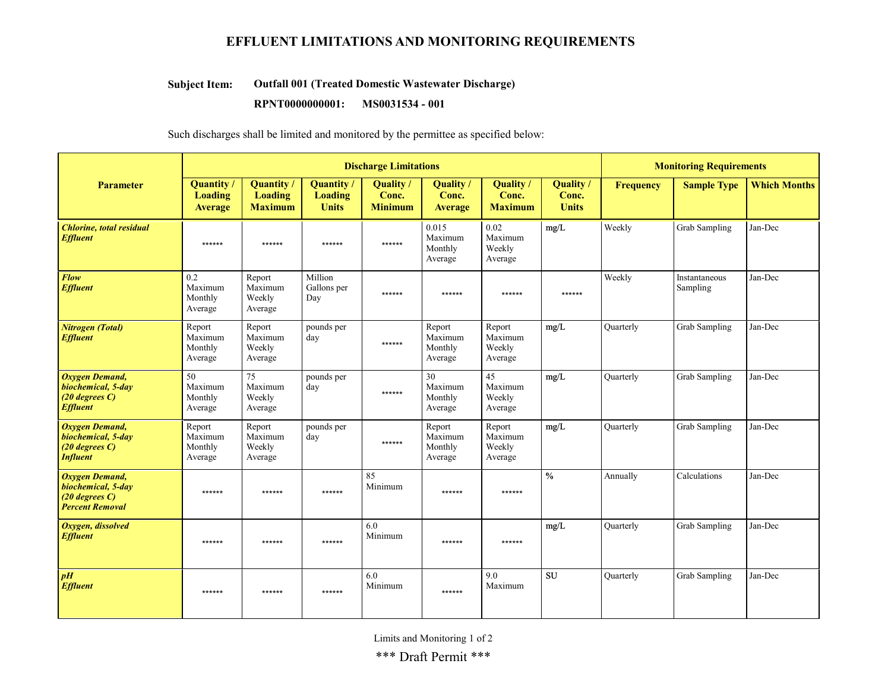# EFFLUENT LIMITATIONS AND MONITORING REQUIREMENTS

**Subject Item:** **Outfall 001 (Treated Domestic Wastewater Discharge)**

**RPNT0000000001: MS0031534 - 001**

Such discharges shall be limited and monitored by the permittee as specified below:

| Parameter | Discharge Limitations | | | | | | | Monitoring Requirements | | |
|---|---|---|---|---|---|---|---|---|---|---|
| | **Quantity / Loading Average** | **Quantity / Loading Maximum** | **Quantity / Loading Units** | **Quality / Conc. Minimum** | **Quality / Conc. Average** | **Quality / Conc. Maximum** | **Quality / Conc. Units** | **Frequency** | **Sample Type** | **Which Months** |
| ***Chlorine, total residual Effluent*** | ****** | ****** | ****** | ****** | 0.015 Maximum Monthly Average | 0.02 Maximum Weekly Average | mg/L | Weekly | Grab Sampling | Jan-Dec |
| ***Flow Effluent*** | 0.2 Maximum Monthly Average | Report Maximum Weekly Average | Million Gallons per Day | ****** | ****** | ****** | ****** | Weekly | Instantaneous Sampling | Jan-Dec |
| ***Nitrogen (Total) Effluent*** | Report Maximum Monthly Average | Report Maximum Weekly Average | pounds per day | ****** | Report Maximum Monthly Average | Report Maximum Weekly Average | mg/L | Quarterly | Grab Sampling | Jan-Dec |
| ***Oxygen Demand, biochemical, 5-day (20 degrees C) Effluent*** | 50 Maximum Monthly Average | 75 Maximum Weekly Average | pounds per day | ****** | 30 Maximum Monthly Average | 45 Maximum Weekly Average | mg/L | Quarterly | Grab Sampling | Jan-Dec |
| ***Oxygen Demand, biochemical, 5-day (20 degrees C) Influent*** | Report Maximum Monthly Average | Report Maximum Weekly Average | pounds per day | ****** | Report Maximum Monthly Average | Report Maximum Weekly Average | mg/L | Quarterly | Grab Sampling | Jan-Dec |
| ***Oxygen Demand, biochemical, 5-day (20 degrees C) Percent Removal*** | ****** | ****** | ****** | 85 Minimum | ****** | ****** | % | Annually | Calculations | Jan-Dec |
| ***Oxygen, dissolved Effluent*** | ****** | ****** | ****** | 6.0 Minimum | ****** | ****** | mg/L | Quarterly | Grab Sampling | Jan-Dec |
| ***pH Effluent*** | ****** | ****** | ****** | 6.0 Minimum | ****** | 9.0 Maximum | SU | Quarterly | Grab Sampling | Jan-Dec |

*** Draft Permit ***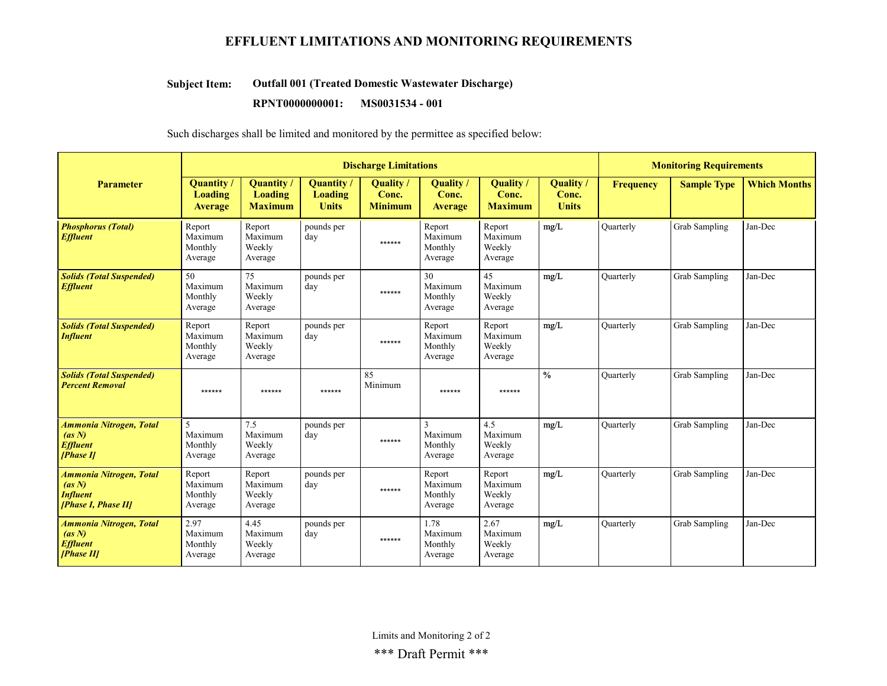# EFFLUENT LIMITATIONS AND MONITORING REQUIREMENTS

**Subject Item:** **Outfall 001 (Treated Domestic Wastewater Discharge)**

**RPNT0000000001: MS0031534 - 001**

Such discharges shall be limited and monitored by the permittee as specified below:

| Parameter | Discharge Limitations | | | | | | | Monitoring Requirements | | |
|---|---|---|---|---|---|---|---|---|---|---|
| | **Quantity / Loading Average** | **Quantity / Loading Maximum** | **Quantity / Loading Units** | **Quality / Conc. Minimum** | **Quality / Conc. Average** | **Quality / Conc. Maximum** | **Quality / Conc. Units** | **Frequency** | **Sample Type** | **Which Months** |
| ***Phosphorus (Total) Effluent*** | Report Maximum Monthly Average | Report Maximum Weekly Average | pounds per day | ****** | Report Maximum Monthly Average | Report Maximum Weekly Average | **mg/L** | Quarterly | Grab Sampling | Jan-Dec |
| ***Solids (Total Suspended) Effluent*** | 50 Maximum Monthly Average | 75 Maximum Weekly Average | pounds per day | ****** | 30 Maximum Monthly Average | 45 Maximum Weekly Average | **mg/L** | Quarterly | Grab Sampling | Jan-Dec |
| ***Solids (Total Suspended) Influent*** | Report Maximum Monthly Average | Report Maximum Weekly Average | pounds per day | ****** | Report Maximum Monthly Average | Report Maximum Weekly Average | **mg/L** | Quarterly | Grab Sampling | Jan-Dec |
| ***Solids (Total Suspended) Percent Removal*** | ****** | ****** | ****** | 85 Minimum | ****** | ****** | **%** | Quarterly | Grab Sampling | Jan-Dec |
| ***Ammonia Nitrogen, Total (as N) Effluent [Phase I]*** | 5 Maximum Monthly Average | 7.5 Maximum Weekly Average | pounds per day | ****** | 3 Maximum Monthly Average | 4.5 Maximum Weekly Average | **mg/L** | Quarterly | Grab Sampling | Jan-Dec |
| ***Ammonia Nitrogen, Total (as N) Influent [Phase I, Phase II]*** | Report Maximum Monthly Average | Report Maximum Weekly Average | pounds per day | ****** | Report Maximum Monthly Average | Report Maximum Weekly Average | **mg/L** | Quarterly | Grab Sampling | Jan-Dec |
| ***Ammonia Nitrogen, Total (as N) Effluent [Phase II]*** | 2.97 Maximum Monthly Average | 4.45 Maximum Weekly Average | pounds per day | ****** | 1.78 Maximum Monthly Average | 2.67 Maximum Weekly Average | **mg/L** | Quarterly | Grab Sampling | Jan-Dec |

*** Draft Permit ***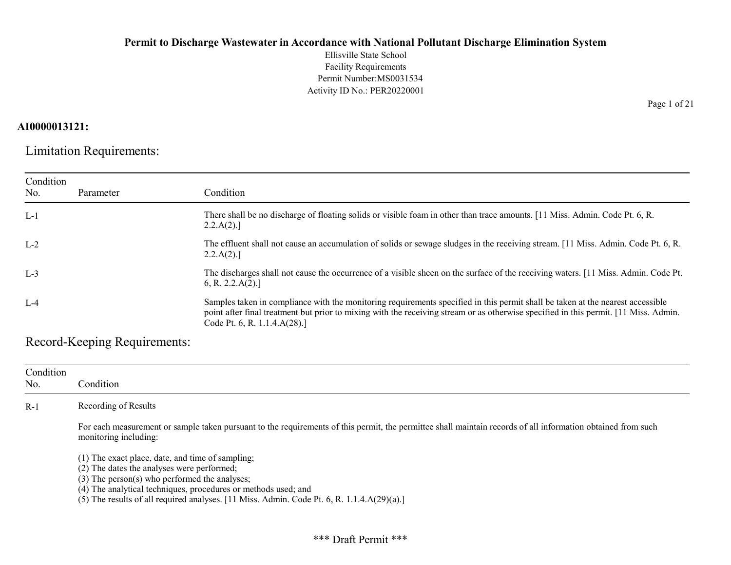**AI0000013121:**

## Limitation Requirements:

| Condition No. | Parameter | Condition |
|---|---|---|
| L-1 | | There shall be no discharge of floating solids or visible foam in other than trace amounts. [11 Miss. Admin. Code Pt. 6, R. 2.2.A(2).] |
| L-2 | | The effluent shall not cause an accumulation of solids or sewage sludges in the receiving stream. [11 Miss. Admin. Code Pt. 6, R. 2.2.A(2).] |
| L-3 | | The discharges shall not cause the occurrence of a visible sheen on the surface of the receiving waters. [11 Miss. Admin. Code Pt. 6, R. 2.2.A(2).] |
| L-4 | | Samples taken in compliance with the monitoring requirements specified in this permit shall be taken at the nearest accessible point after final treatment but prior to mixing with the receiving stream or as otherwise specified in this permit. [11 Miss. Admin. Code Pt. 6, R. 1.1.4.A(28).] |

## Record-Keeping Requirements:

| Condition No. | Condition |
|---|---|
| R-1 | Recording of Results<br><br>For each measurement or sample taken pursuant to the requirements of this permit, the permittee shall maintain records of all information obtained from such monitoring including:<br><br>(1) The exact place, date, and time of sampling;<br>(2) The dates the analyses were performed;<br>(3) The person(s) who performed the analyses;<br>(4) The analytical techniques, procedures or methods used; and<br>(5) The results of all required analyses. [11 Miss. Admin. Code Pt. 6, R. 1.1.4.A(29)(a).] |

\*\*\* Draft Permit \*\*\*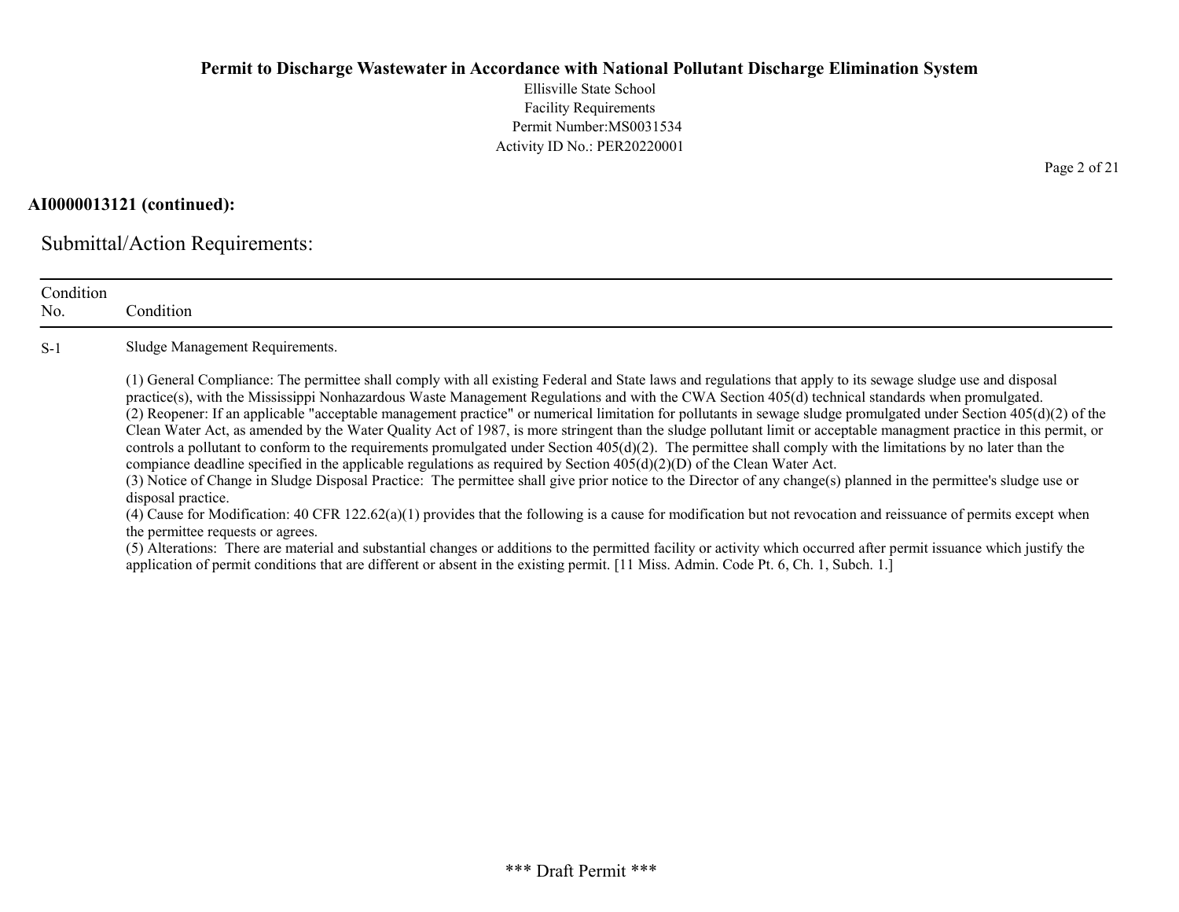**AI0000013121 (continued):**

## Submittal/Action Requirements:

| Condition No. | Condition |
|---|---|
| S-1 | Sludge Management Requirements.<br><br>(1) General Compliance: The permittee shall comply with all existing Federal and State laws and regulations that apply to its sewage sludge use and disposal practice(s), with the Mississippi Nonhazardous Waste Management Regulations and with the CWA Section 405(d) technical standards when promulgated.<br>(2) Reopener: If an applicable "acceptable management practice" or numerical limitation for pollutants in sewage sludge promulgated under Section 405(d)(2) of the Clean Water Act, as amended by the Water Quality Act of 1987, is more stringent than the sludge pollutant limit or acceptable managment practice in this permit, or controls a pollutant to conform to the requirements promulgated under Section 405(d)(2). The permittee shall comply with the limitations by no later than the compiance deadline specified in the applicable regulations as required by Section 405(d)(2)(D) of the Clean Water Act.<br>(3) Notice of Change in Sludge Disposal Practice: The permittee shall give prior notice to the Director of any change(s) planned in the permittee's sludge use or disposal practice.<br>(4) Cause for Modification: 40 CFR 122.62(a)(1) provides that the following is a cause for modification but not revocation and reissuance of permits except when the permittee requests or agrees.<br>(5) Alterations: There are material and substantial changes or additions to the permitted facility or activity which occurred after permit issuance which justify the application of permit conditions that are different or absent in the existing permit. [11 Miss. Admin. Code Pt. 6, Ch. 1, Subch. 1.] |

\*\*\* Draft Permit \*\*\*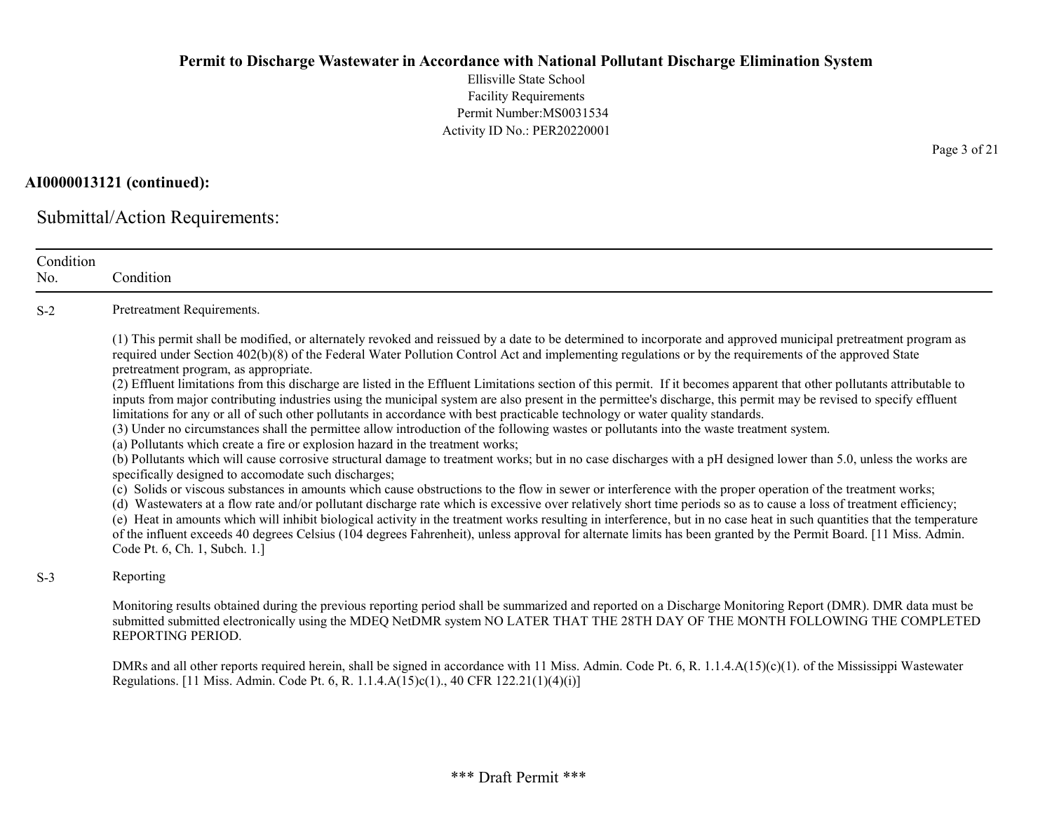**AI0000013121 (continued):**

## Submittal/Action Requirements:

| Condition No. | Condition |
|---|---|
| S-2 | Pretreatment Requirements.<br><br>(1) This permit shall be modified, or alternately revoked and reissued by a date to be determined to incorporate and approved municipal pretreatment program as required under Section 402(b)(8) of the Federal Water Pollution Control Act and implementing regulations or by the requirements of the approved State pretreatment program, as appropriate.<br>(2) Effluent limitations from this discharge are listed in the Effluent Limitations section of this permit. If it becomes apparent that other pollutants attributable to inputs from major contributing industries using the municipal system are also present in the permittee's discharge, this permit may be revised to specify effluent limitations for any or all of such other pollutants in accordance with best practicable technology or water quality standards.<br>(3) Under no circumstances shall the permittee allow introduction of the following wastes or pollutants into the waste treatment system.<br>(a) Pollutants which create a fire or explosion hazard in the treatment works;<br>(b) Pollutants which will cause corrosive structural damage to treatment works; but in no case discharges with a pH designed lower than 5.0, unless the works are specifically designed to accomodate such discharges;<br>(c) Solids or viscous substances in amounts which cause obstructions to the flow in sewer or interference with the proper operation of the treatment works;<br>(d) Wastewaters at a flow rate and/or pollutant discharge rate which is excessive over relatively short time periods so as to cause a loss of treatment efficiency;<br>(e) Heat in amounts which will inhibit biological activity in the treatment works resulting in interference, but in no case heat in such quantities that the temperature of the influent exceeds 40 degrees Celsius (104 degrees Fahrenheit), unless approval for alternate limits has been granted by the Permit Board. [11 Miss. Admin. Code Pt. 6, Ch. 1, Subch. 1.] |
| S-3 | Reporting<br><br>Monitoring results obtained during the previous reporting period shall be summarized and reported on a Discharge Monitoring Report (DMR). DMR data must be submitted submitted electronically using the MDEQ NetDMR system NO LATER THAT THE 28TH DAY OF THE MONTH FOLLOWING THE COMPLETED REPORTING PERIOD.<br><br>DMRs and all other reports required herein, shall be signed in accordance with 11 Miss. Admin. Code Pt. 6, R. 1.1.4.A(15)(c)(1). of the Mississippi Wastewater Regulations. [11 Miss. Admin. Code Pt. 6, R. 1.1.4.A(15)c(1)., 40 CFR 122.21(1)(4)(i)] |

*** Draft Permit ***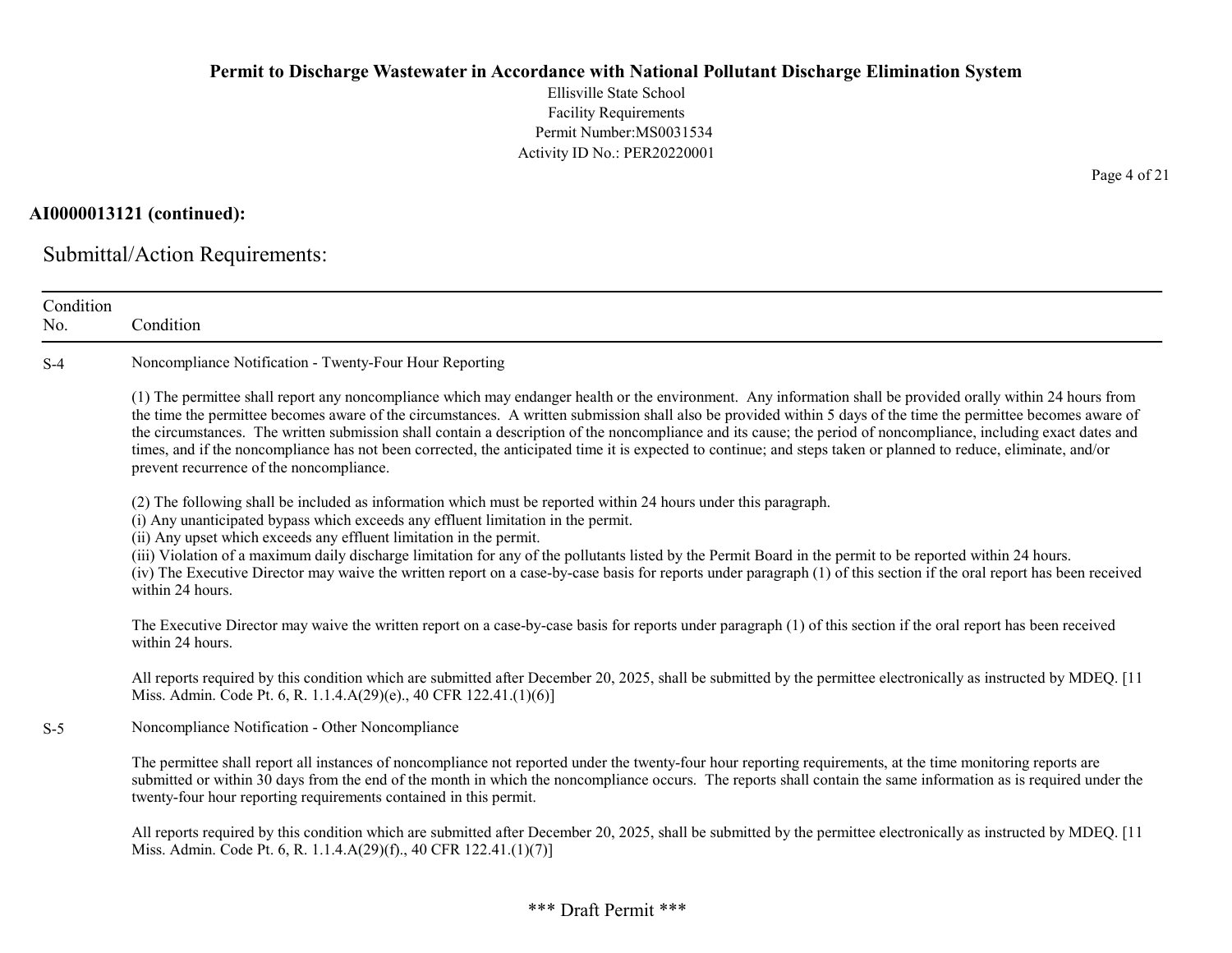**AI0000013121 (continued):**

## Submittal/Action Requirements:

| Condition No. | Condition |
|---|---|
| S-4 | Noncompliance Notification - Twenty-Four Hour Reporting<br><br>(1) The permittee shall report any noncompliance which may endanger health or the environment. Any information shall be provided orally within 24 hours from the time the permittee becomes aware of the circumstances. A written submission shall also be provided within 5 days of the time the permittee becomes aware of the circumstances. The written submission shall contain a description of the noncompliance and its cause; the period of noncompliance, including exact dates and times, and if the noncompliance has not been corrected, the anticipated time it is expected to continue; and steps taken or planned to reduce, eliminate, and/or prevent recurrence of the noncompliance.<br><br>(2) The following shall be included as information which must be reported within 24 hours under this paragraph.<br>(i) Any unanticipated bypass which exceeds any effluent limitation in the permit.<br>(ii) Any upset which exceeds any effluent limitation in the permit.<br>(iii) Violation of a maximum daily discharge limitation for any of the pollutants listed by the Permit Board in the permit to be reported within 24 hours.<br>(iv) The Executive Director may waive the written report on a case-by-case basis for reports under paragraph (1) of this section if the oral report has been received within 24 hours.<br><br>The Executive Director may waive the written report on a case-by-case basis for reports under paragraph (1) of this section if the oral report has been received within 24 hours.<br><br>All reports required by this condition which are submitted after December 20, 2025, shall be submitted by the permittee electronically as instructed by MDEQ. [11 Miss. Admin. Code Pt. 6, R. 1.1.4.A(29)(e)., 40 CFR 122.41.(1)(6)] |
| S-5 | Noncompliance Notification - Other Noncompliance<br><br>The permittee shall report all instances of noncompliance not reported under the twenty-four hour reporting requirements, at the time monitoring reports are submitted or within 30 days from the end of the month in which the noncompliance occurs. The reports shall contain the same information as is required under the twenty-four hour reporting requirements contained in this permit.<br><br>All reports required by this condition which are submitted after December 20, 2025, shall be submitted by the permittee electronically as instructed by MDEQ. [11 Miss. Admin. Code Pt. 6, R. 1.1.4.A(29)(f)., 40 CFR 122.41.(1)(7)] |

\*\*\* Draft Permit \*\*\*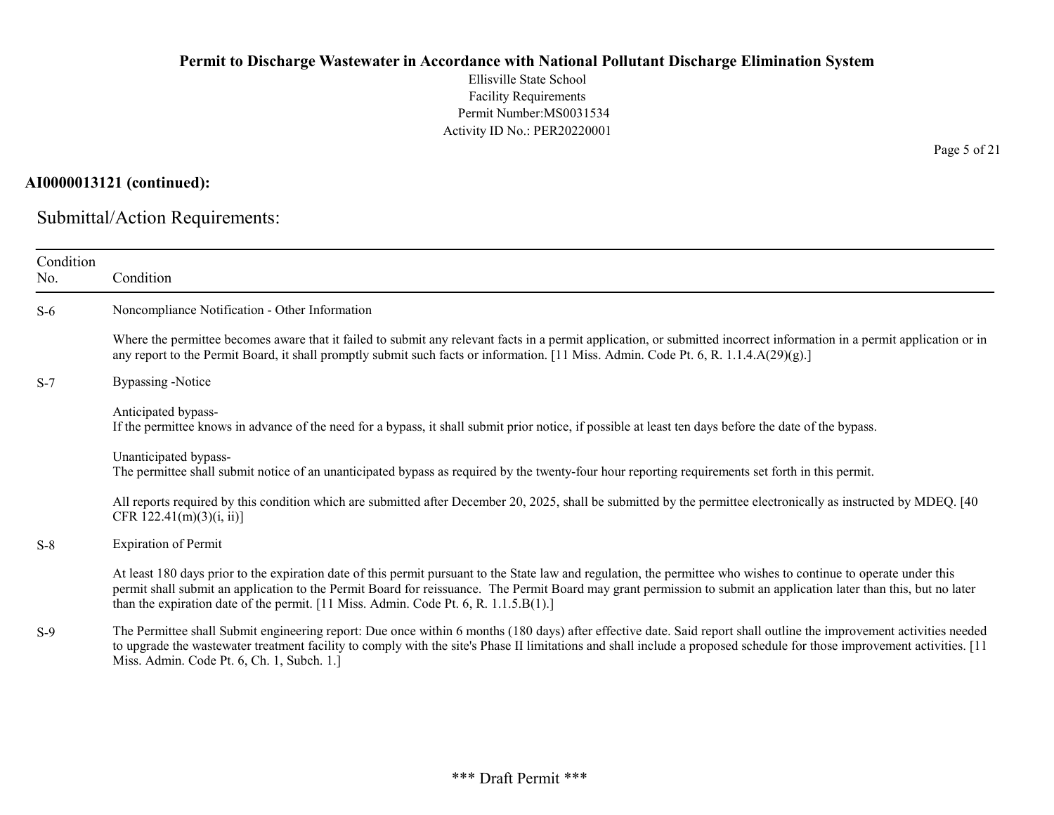**AI0000013121 (continued):**

## Submittal/Action Requirements:

| Condition No. | Condition |
|---|---|
| S-6 | Noncompliance Notification - Other Information<br><br>Where the permittee becomes aware that it failed to submit any relevant facts in a permit application, or submitted incorrect information in a permit application or in any report to the Permit Board, it shall promptly submit such facts or information. [11 Miss. Admin. Code Pt. 6, R. 1.1.4.A(29)(g).] |
| S-7 | Bypassing -Notice<br><br>Anticipated bypass-<br>If the permittee knows in advance of the need for a bypass, it shall submit prior notice, if possible at least ten days before the date of the bypass.<br><br>Unanticipated bypass-<br>The permittee shall submit notice of an unanticipated bypass as required by the twenty-four hour reporting requirements set forth in this permit.<br><br>All reports required by this condition which are submitted after December 20, 2025, shall be submitted by the permittee electronically as instructed by MDEQ. [40 CFR 122.41(m)(3)(i, ii)] |
| S-8 | Expiration of Permit<br><br>At least 180 days prior to the expiration date of this permit pursuant to the State law and regulation, the permittee who wishes to continue to operate under this permit shall submit an application to the Permit Board for reissuance. The Permit Board may grant permission to submit an application later than this, but no later than the expiration date of the permit. [11 Miss. Admin. Code Pt. 6, R. 1.1.5.B(1).] |
| S-9 | The Permittee shall Submit engineering report: Due once within 6 months (180 days) after effective date. Said report shall outline the improvement activities needed to upgrade the wastewater treatment facility to comply with the site's Phase II limitations and shall include a proposed schedule for those improvement activities. [11 Miss. Admin. Code Pt. 6, Ch. 1, Subch. 1.] |

*** Draft Permit ***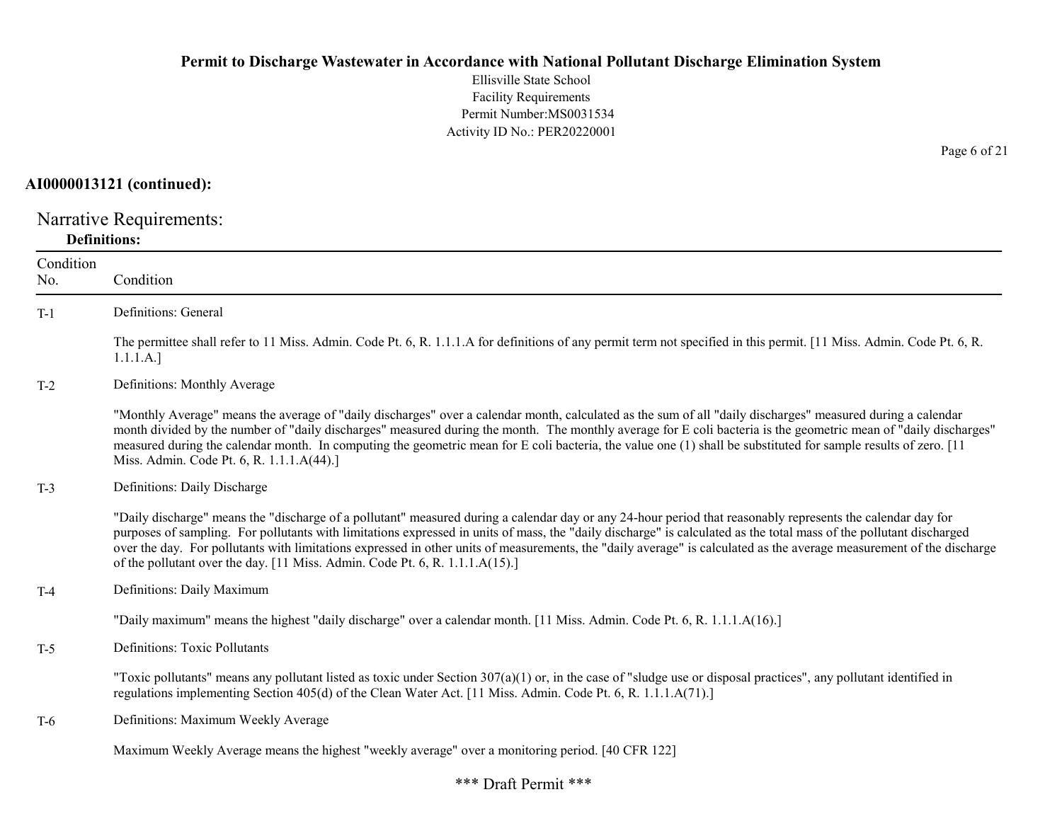**AI0000013121 (continued):**

# Narrative Requirements:

## Definitions:

| Condition No. | Condition |
|---|---|
| T-1 | Definitions: General<br><br>The permittee shall refer to 11 Miss. Admin. Code Pt. 6, R. 1.1.1.A for definitions of any permit term not specified in this permit. [11 Miss. Admin. Code Pt. 6, R. 1.1.1.A.] |
| T-2 | Definitions: Monthly Average<br><br>"Monthly Average" means the average of "daily discharges" over a calendar month, calculated as the sum of all "daily discharges" measured during a calendar month divided by the number of "daily discharges" measured during the month. The monthly average for E coli bacteria is the geometric mean of "daily discharges" measured during the calendar month. In computing the geometric mean for E coli bacteria, the value one (1) shall be substituted for sample results of zero. [11 Miss. Admin. Code Pt. 6, R. 1.1.1.A(44).] |
| T-3 | Definitions: Daily Discharge<br><br>"Daily discharge" means the "discharge of a pollutant" measured during a calendar day or any 24-hour period that reasonably represents the calendar day for purposes of sampling. For pollutants with limitations expressed in units of mass, the "daily discharge" is calculated as the total mass of the pollutant discharged over the day. For pollutants with limitations expressed in other units of measurements, the "daily average" is calculated as the average measurement of the discharge of the pollutant over the day. [11 Miss. Admin. Code Pt. 6, R. 1.1.1.A(15).] |
| T-4 | Definitions: Daily Maximum<br><br>"Daily maximum" means the highest "daily discharge" over a calendar month. [11 Miss. Admin. Code Pt. 6, R. 1.1.1.A(16).] |
| T-5 | Definitions: Toxic Pollutants<br><br>"Toxic pollutants" means any pollutant listed as toxic under Section 307(a)(1) or, in the case of "sludge use or disposal practices", any pollutant identified in regulations implementing Section 405(d) of the Clean Water Act. [11 Miss. Admin. Code Pt. 6, R. 1.1.1.A(71).] |
| T-6 | Definitions: Maximum Weekly Average<br><br>Maximum Weekly Average means the highest "weekly average" over a monitoring period. [40 CFR 122] |

*** Draft Permit ***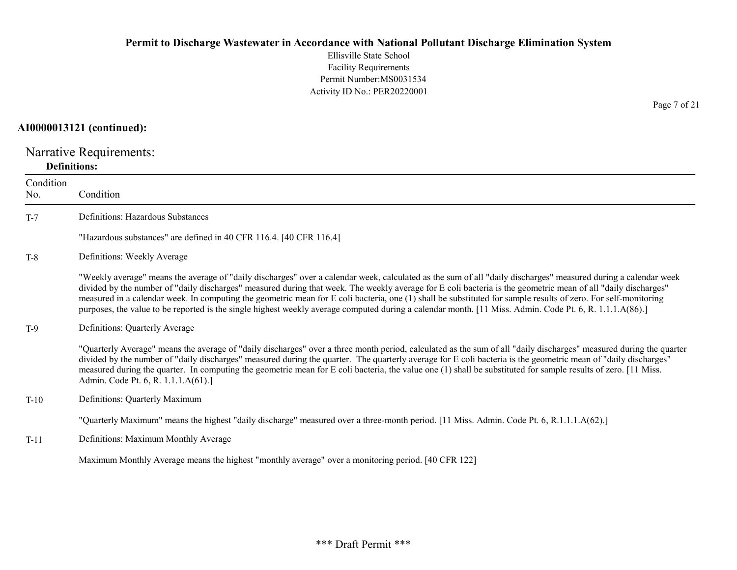**AI0000013121 (continued):**

## Narrative Requirements:

**Definitions:**

| Condition No. | Condition |
|---|---|
| T-7 | Definitions: Hazardous Substances<br><br>"Hazardous substances" are defined in 40 CFR 116.4. [40 CFR 116.4] |
| T-8 | Definitions: Weekly Average<br><br>"Weekly average" means the average of "daily discharges" over a calendar week, calculated as the sum of all "daily discharges" measured during a calendar week divided by the number of "daily discharges" measured during that week. The weekly average for E coli bacteria is the geometric mean of all "daily discharges" measured in a calendar week. In computing the geometric mean for E coli bacteria, one (1) shall be substituted for sample results of zero. For self-monitoring purposes, the value to be reported is the single highest weekly average computed during a calendar month. [11 Miss. Admin. Code Pt. 6, R. 1.1.1.A(86).] |
| T-9 | Definitions: Quarterly Average<br><br>"Quarterly Average" means the average of "daily discharges" over a three month period, calculated as the sum of all "daily discharges" measured during the quarter divided by the number of "daily discharges" measured during the quarter. The quarterly average for E coli bacteria is the geometric mean of "daily discharges" measured during the quarter. In computing the geometric mean for E coli bacteria, the value one (1) shall be substituted for sample results of zero. [11 Miss. Admin. Code Pt. 6, R. 1.1.1.A(61).] |
| T-10 | Definitions: Quarterly Maximum<br><br>"Quarterly Maximum" means the highest "daily discharge" measured over a three-month period. [11 Miss. Admin. Code Pt. 6, R.1.1.1.A(62).] |
| T-11 | Definitions: Maximum Monthly Average<br><br>Maximum Monthly Average means the highest "monthly average" over a monitoring period. [40 CFR 122] |

\*\*\* Draft Permit \*\*\*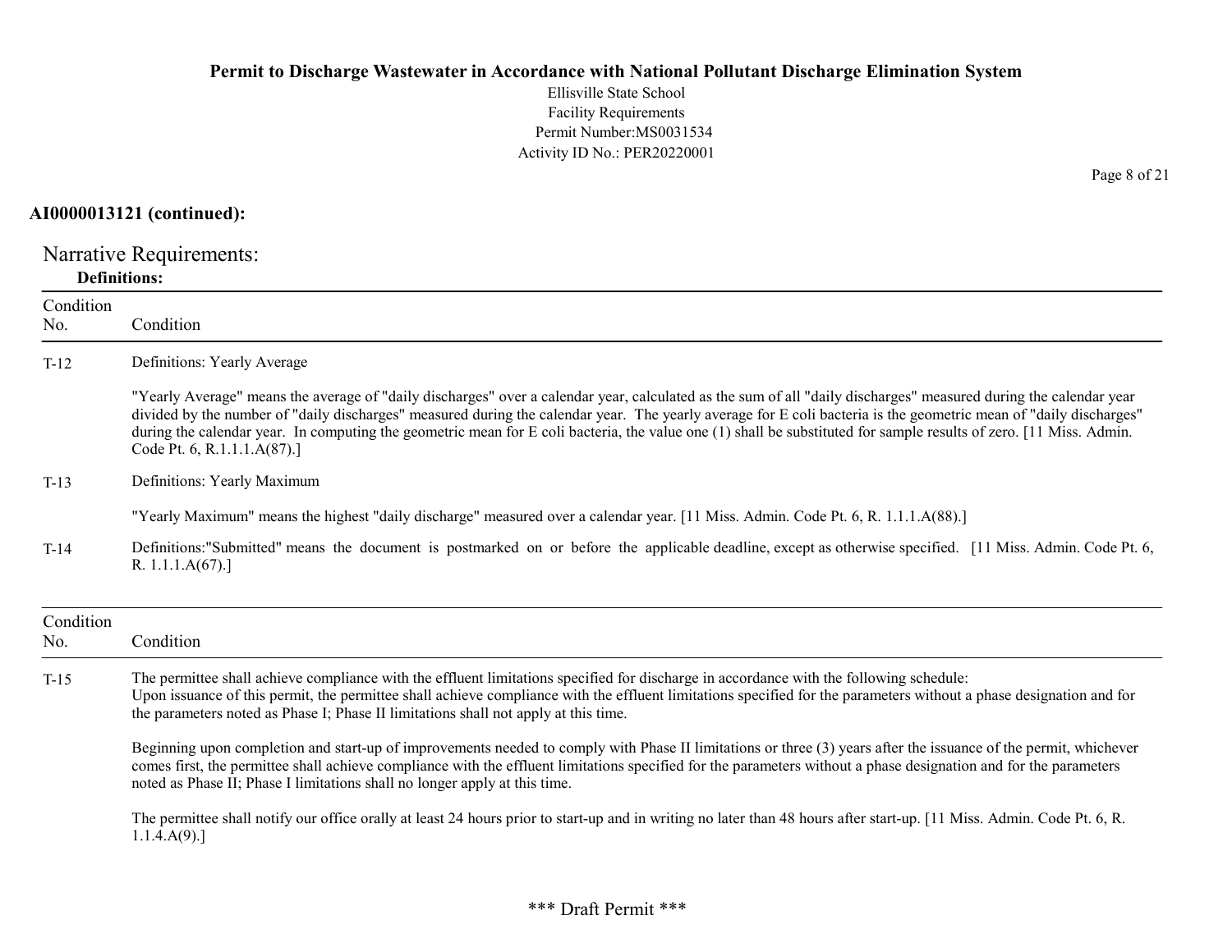**AI0000013121 (continued):**

## Narrative Requirements:

### Definitions:

| Condition No. | Condition |
|---|---|
| T-12 | Definitions: Yearly Average<br><br>"Yearly Average" means the average of "daily discharges" over a calendar year, calculated as the sum of all "daily discharges" measured during the calendar year divided by the number of "daily discharges" measured during the calendar year. The yearly average for E coli bacteria is the geometric mean of "daily discharges" during the calendar year. In computing the geometric mean for E coli bacteria, the value one (1) shall be substituted for sample results of zero. [11 Miss. Admin. Code Pt. 6, R.1.1.1.A(87).] |
| T-13 | Definitions: Yearly Maximum<br><br>"Yearly Maximum" means the highest "daily discharge" measured over a calendar year. [11 Miss. Admin. Code Pt. 6, R. 1.1.1.A(88).] |
| T-14 | Definitions:"Submitted" means the document is postmarked on or before the applicable deadline, except as otherwise specified. [11 Miss. Admin. Code Pt. 6, R. 1.1.1.A(67).] |

| Condition No. | Condition |
|---|---|
| T-15 | The permittee shall achieve compliance with the effluent limitations specified for discharge in accordance with the following schedule:<br>Upon issuance of this permit, the permittee shall achieve compliance with the effluent limitations specified for the parameters without a phase designation and for the parameters noted as Phase I; Phase II limitations shall not apply at this time.<br><br>Beginning upon completion and start-up of improvements needed to comply with Phase II limitations or three (3) years after the issuance of the permit, whichever comes first, the permittee shall achieve compliance with the effluent limitations specified for the parameters without a phase designation and for the parameters noted as Phase II; Phase I limitations shall no longer apply at this time.<br><br>The permittee shall notify our office orally at least 24 hours prior to start-up and in writing no later than 48 hours after start-up. [11 Miss. Admin. Code Pt. 6, R. 1.1.4.A(9).] |

\*\*\* Draft Permit \*\*\*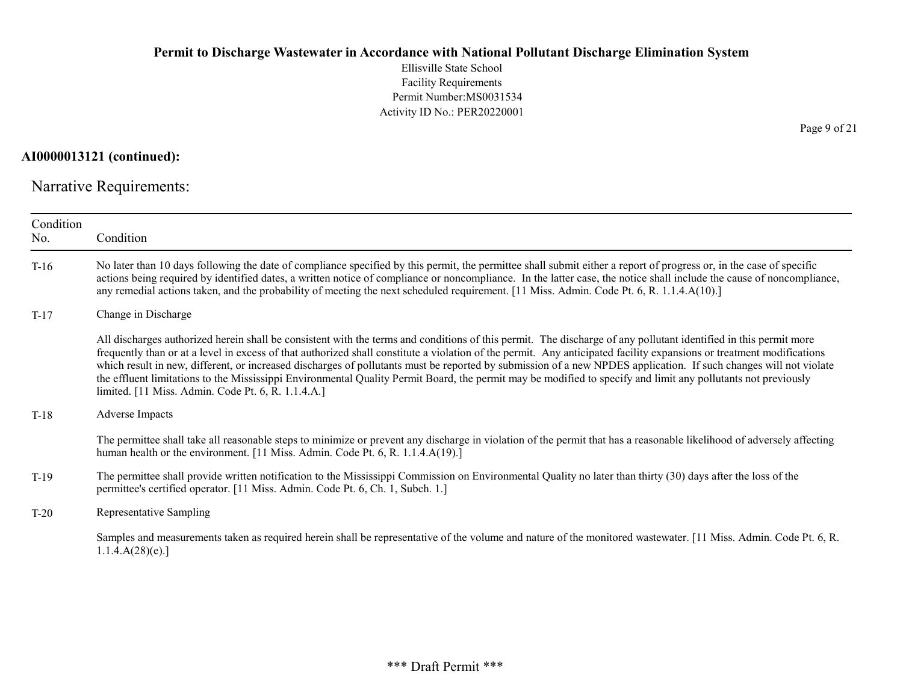**AI0000013121 (continued):**

## Narrative Requirements:

| Condition No. | Condition |
|---|---|
| T-16 | No later than 10 days following the date of compliance specified by this permit, the permittee shall submit either a report of progress or, in the case of specific actions being required by identified dates, a written notice of compliance or noncompliance. In the latter case, the notice shall include the cause of noncompliance, any remedial actions taken, and the probability of meeting the next scheduled requirement. [11 Miss. Admin. Code Pt. 6, R. 1.1.4.A(10).] |
| T-17 | Change in Discharge<br><br>All discharges authorized herein shall be consistent with the terms and conditions of this permit. The discharge of any pollutant identified in this permit more frequently than or at a level in excess of that authorized shall constitute a violation of the permit. Any anticipated facility expansions or treatment modifications which result in new, different, or increased discharges of pollutants must be reported by submission of a new NPDES application. If such changes will not violate the effluent limitations to the Mississippi Environmental Quality Permit Board, the permit may be modified to specify and limit any pollutants not previously limited. [11 Miss. Admin. Code Pt. 6, R. 1.1.4.A.] |
| T-18 | Adverse Impacts<br><br>The permittee shall take all reasonable steps to minimize or prevent any discharge in violation of the permit that has a reasonable likelihood of adversely affecting human health or the environment. [11 Miss. Admin. Code Pt. 6, R. 1.1.4.A(19).] |
| T-19 | The permittee shall provide written notification to the Mississippi Commission on Environmental Quality no later than thirty (30) days after the loss of the permittee's certified operator. [11 Miss. Admin. Code Pt. 6, Ch. 1, Subch. 1.] |
| T-20 | Representative Sampling<br><br>Samples and measurements taken as required herein shall be representative of the volume and nature of the monitored wastewater. [11 Miss. Admin. Code Pt. 6, R. 1.1.4.A(28)(e).] |

\*\*\* Draft Permit \*\*\*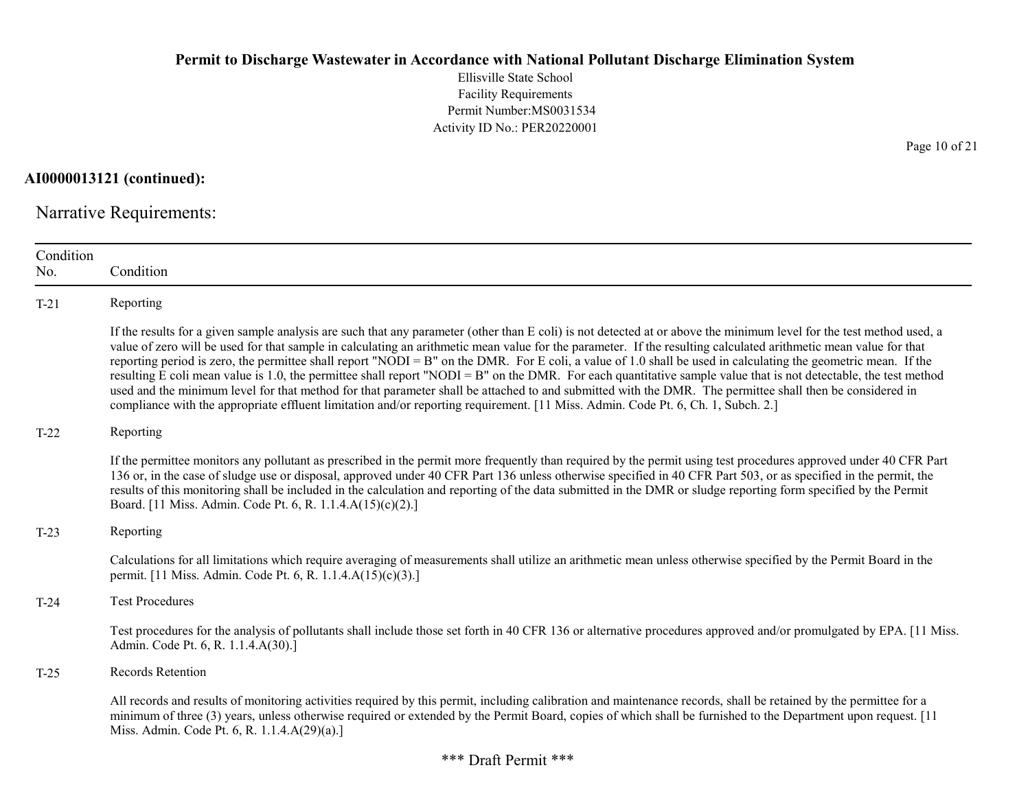**AI0000013121 (continued):**

## Narrative Requirements:

| Condition No. | Condition |
|---|---|
| T-21 | Reporting<br><br>If the results for a given sample analysis are such that any parameter (other than E coli) is not detected at or above the minimum level for the test method used, a value of zero will be used for that sample in calculating an arithmetic mean value for the parameter. If the resulting calculated arithmetic mean value for that reporting period is zero, the permittee shall report "NODI = B" on the DMR. For E coli, a value of 1.0 shall be used in calculating the geometric mean. If the resulting E coli mean value is 1.0, the permittee shall report "NODI = B" on the DMR. For each quantitative sample value that is not detectable, the test method used and the minimum level for that method for that parameter shall be attached to and submitted with the DMR. The permittee shall then be considered in compliance with the appropriate effluent limitation and/or reporting requirement. [11 Miss. Admin. Code Pt. 6, Ch. 1, Subch. 2.] |
| T-22 | Reporting<br><br>If the permittee monitors any pollutant as prescribed in the permit more frequently than required by the permit using test procedures approved under 40 CFR Part 136 or, in the case of sludge use or disposal, approved under 40 CFR Part 136 unless otherwise specified in 40 CFR Part 503, or as specified in the permit, the results of this monitoring shall be included in the calculation and reporting of the data submitted in the DMR or sludge reporting form specified by the Permit Board. [11 Miss. Admin. Code Pt. 6, R. 1.1.4.A(15)(c)(2).] |
| T-23 | Reporting<br><br>Calculations for all limitations which require averaging of measurements shall utilize an arithmetic mean unless otherwise specified by the Permit Board in the permit. [11 Miss. Admin. Code Pt. 6, R. 1.1.4.A(15)(c)(3).] |
| T-24 | Test Procedures<br><br>Test procedures for the analysis of pollutants shall include those set forth in 40 CFR 136 or alternative procedures approved and/or promulgated by EPA. [11 Miss. Admin. Code Pt. 6, R. 1.1.4.A(30).] |
| T-25 | Records Retention<br><br>All records and results of monitoring activities required by this permit, including calibration and maintenance records, shall be retained by the permittee for a minimum of three (3) years, unless otherwise required or extended by the Permit Board, copies of which shall be furnished to the Department upon request. [11 Miss. Admin. Code Pt. 6, R. 1.1.4.A(29)(a).] |

\*\*\* Draft Permit \*\*\*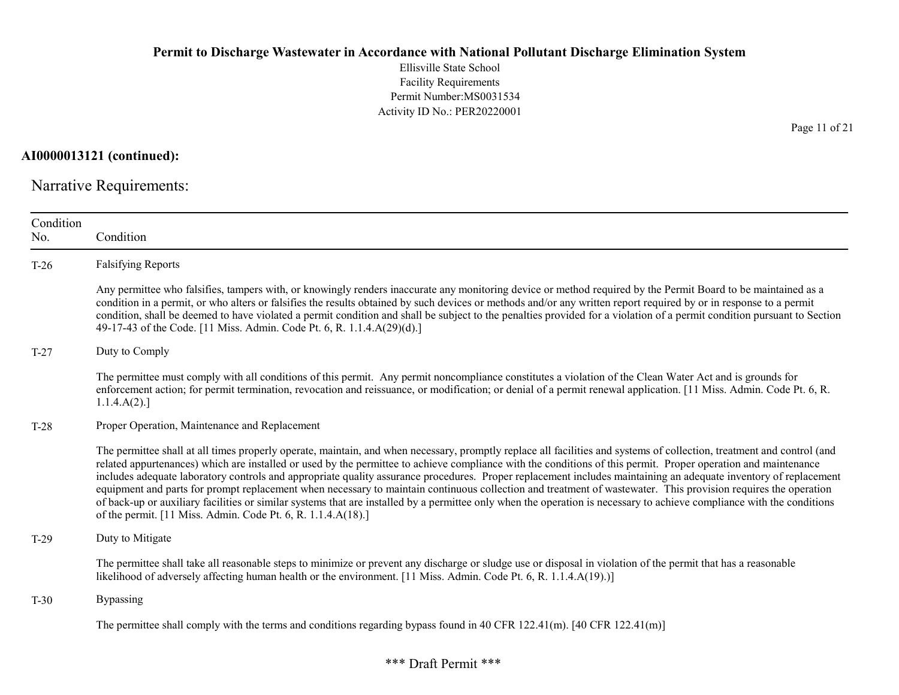**AI0000013121 (continued):**

Narrative Requirements:

| Condition No. | Condition |
|---|---|
| T-26 | Falsifying Reports<br><br>Any permittee who falsifies, tampers with, or knowingly renders inaccurate any monitoring device or method required by the Permit Board to be maintained as a condition in a permit, or who alters or falsifies the results obtained by such devices or methods and/or any written report required by or in response to a permit condition, shall be deemed to have violated a permit condition and shall be subject to the penalties provided for a violation of a permit condition pursuant to Section 49-17-43 of the Code. [11 Miss. Admin. Code Pt. 6, R. 1.1.4.A(29)(d).] |
| T-27 | Duty to Comply<br><br>The permittee must comply with all conditions of this permit. Any permit noncompliance constitutes a violation of the Clean Water Act and is grounds for enforcement action; for permit termination, revocation and reissuance, or modification; or denial of a permit renewal application. [11 Miss. Admin. Code Pt. 6, R. 1.1.4.A(2).] |
| T-28 | Proper Operation, Maintenance and Replacement<br><br>The permittee shall at all times properly operate, maintain, and when necessary, promptly replace all facilities and systems of collection, treatment and control (and related appurtenances) which are installed or used by the permittee to achieve compliance with the conditions of this permit. Proper operation and maintenance includes adequate laboratory controls and appropriate quality assurance procedures. Proper replacement includes maintaining an adequate inventory of replacement equipment and parts for prompt replacement when necessary to maintain continuous collection and treatment of wastewater. This provision requires the operation of back-up or auxiliary facilities or similar systems that are installed by a permittee only when the operation is necessary to achieve compliance with the conditions of the permit. [11 Miss. Admin. Code Pt. 6, R. 1.1.4.A(18).] |
| T-29 | Duty to Mitigate<br><br>The permittee shall take all reasonable steps to minimize or prevent any discharge or sludge use or disposal in violation of the permit that has a reasonable likelihood of adversely affecting human health or the environment. [11 Miss. Admin. Code Pt. 6, R. 1.1.4.A(19).)] |
| T-30 | Bypassing<br><br>The permittee shall comply with the terms and conditions regarding bypass found in 40 CFR 122.41(m). [40 CFR 122.41(m)] |

\*\*\* Draft Permit \*\*\*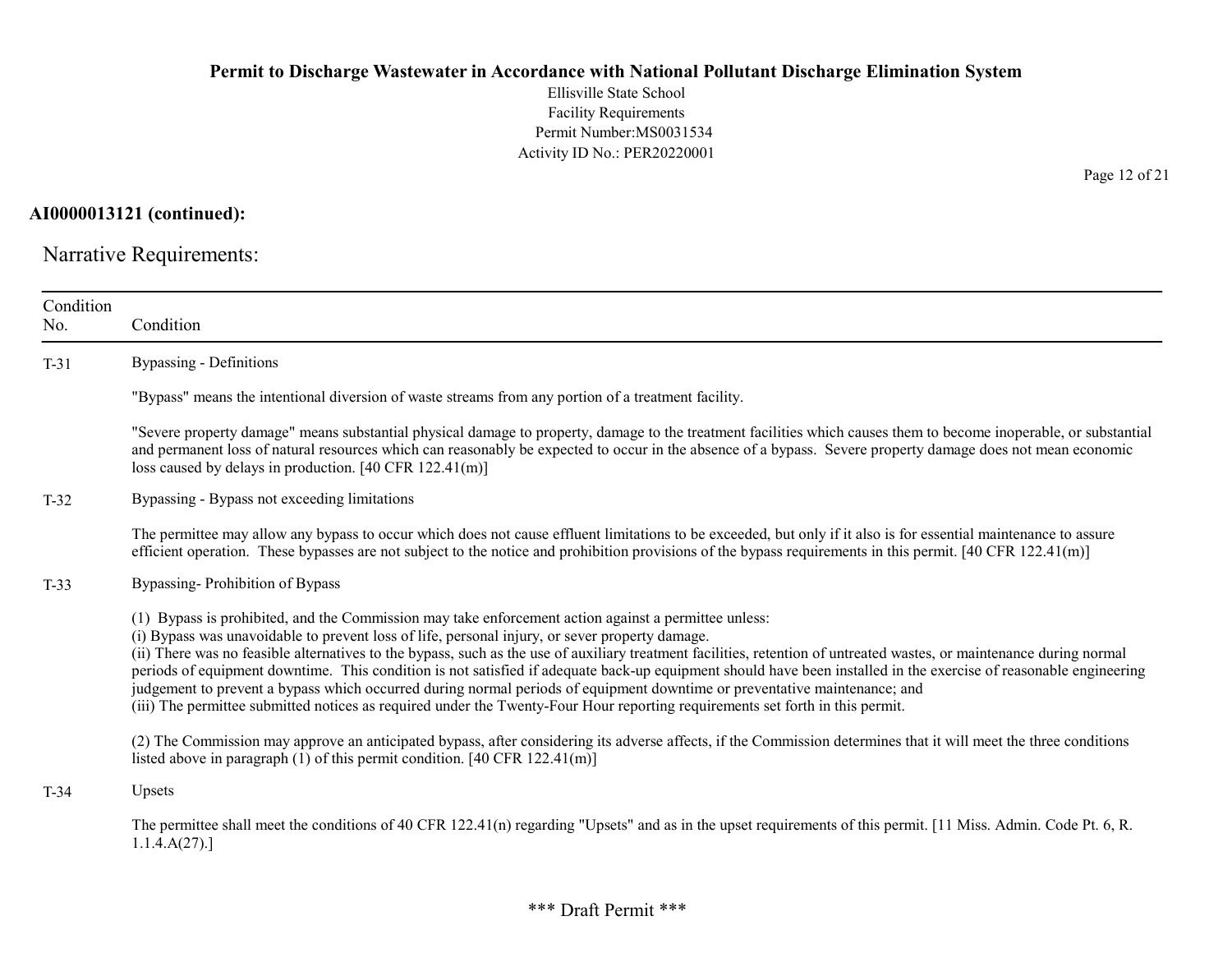**AI0000013121 (continued):**

## Narrative Requirements:

| Condition No. | Condition |
|---|---|
| T-31 | Bypassing - Definitions<br><br>"Bypass" means the intentional diversion of waste streams from any portion of a treatment facility.<br><br>"Severe property damage" means substantial physical damage to property, damage to the treatment facilities which causes them to become inoperable, or substantial and permanent loss of natural resources which can reasonably be expected to occur in the absence of a bypass. Severe property damage does not mean economic loss caused by delays in production. [40 CFR 122.41(m)] |
| T-32 | Bypassing - Bypass not exceeding limitations<br><br>The permittee may allow any bypass to occur which does not cause effluent limitations to be exceeded, but only if it also is for essential maintenance to assure efficient operation. These bypasses are not subject to the notice and prohibition provisions of the bypass requirements in this permit. [40 CFR 122.41(m)] |
| T-33 | Bypassing- Prohibition of Bypass<br><br>(1) Bypass is prohibited, and the Commission may take enforcement action against a permittee unless:<br>(i) Bypass was unavoidable to prevent loss of life, personal injury, or sever property damage.<br>(ii) There was no feasible alternatives to the bypass, such as the use of auxiliary treatment facilities, retention of untreated wastes, or maintenance during normal periods of equipment downtime. This condition is not satisfied if adequate back-up equipment should have been installed in the exercise of reasonable engineering judgement to prevent a bypass which occurred during normal periods of equipment downtime or preventative maintenance; and<br>(iii) The permittee submitted notices as required under the Twenty-Four Hour reporting requirements set forth in this permit.<br><br>(2) The Commission may approve an anticipated bypass, after considering its adverse affects, if the Commission determines that it will meet the three conditions listed above in paragraph (1) of this permit condition. [40 CFR 122.41(m)] |
| T-34 | Upsets<br><br>The permittee shall meet the conditions of 40 CFR 122.41(n) regarding "Upsets" and as in the upset requirements of this permit. [11 Miss. Admin. Code Pt. 6, R. 1.1.4.A(27).] |

\*\*\* Draft Permit \*\*\*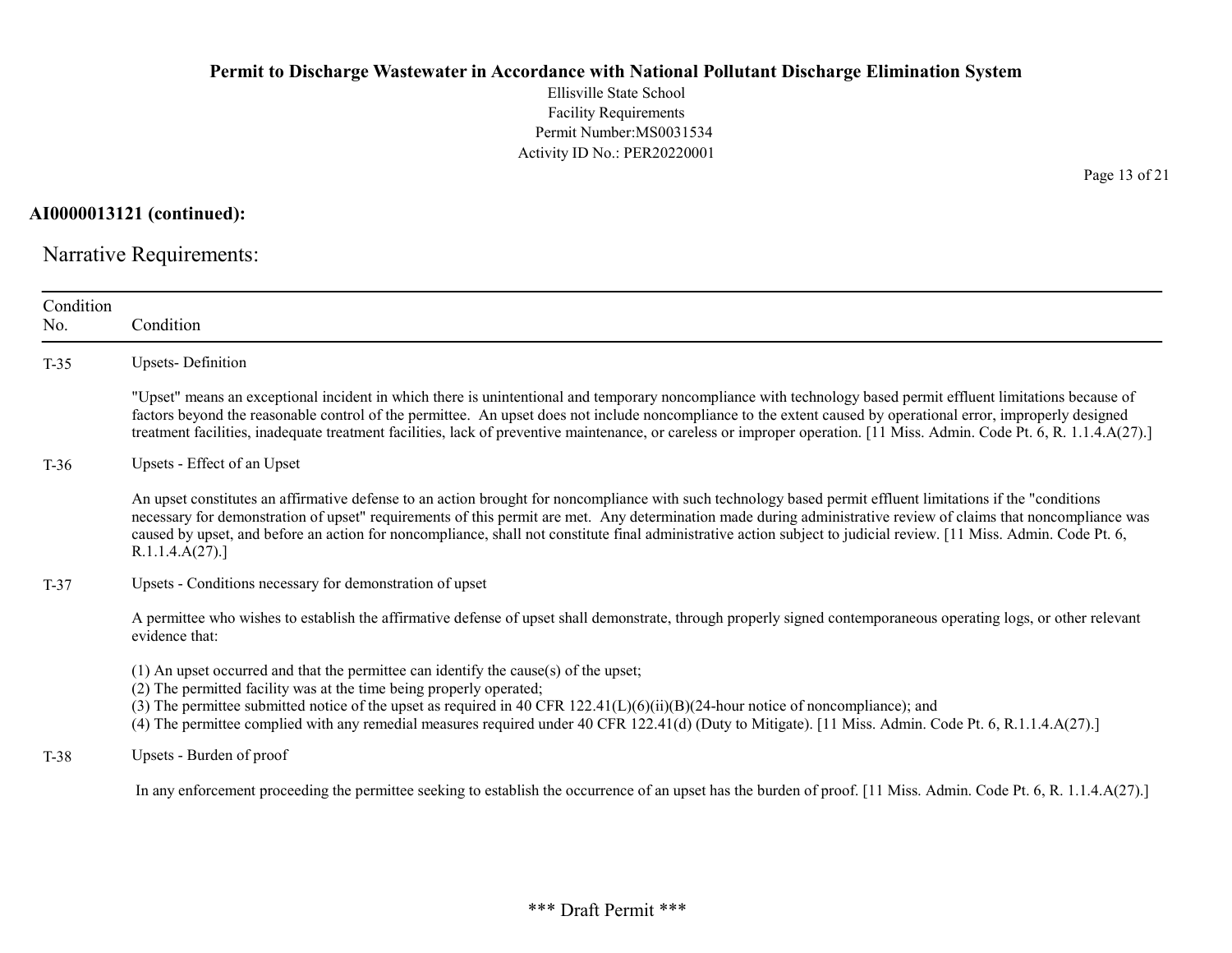**AI0000013121 (continued):**

Narrative Requirements:

| Condition No. | Condition |
|---|---|
| T-35 | Upsets- Definition<br><br>"Upset" means an exceptional incident in which there is unintentional and temporary noncompliance with technology based permit effluent limitations because of factors beyond the reasonable control of the permittee. An upset does not include noncompliance to the extent caused by operational error, improperly designed treatment facilities, inadequate treatment facilities, lack of preventive maintenance, or careless or improper operation. [11 Miss. Admin. Code Pt. 6, R. 1.1.4.A(27).] |
| T-36 | Upsets - Effect of an Upset<br><br>An upset constitutes an affirmative defense to an action brought for noncompliance with such technology based permit effluent limitations if the "conditions necessary for demonstration of upset" requirements of this permit are met. Any determination made during administrative review of claims that noncompliance was caused by upset, and before an action for noncompliance, shall not constitute final administrative action subject to judicial review. [11 Miss. Admin. Code Pt. 6, R.1.1.4.A(27).] |
| T-37 | Upsets - Conditions necessary for demonstration of upset<br><br>A permittee who wishes to establish the affirmative defense of upset shall demonstrate, through properly signed contemporaneous operating logs, or other relevant evidence that:<br><br>(1) An upset occurred and that the permittee can identify the cause(s) of the upset;<br>(2) The permitted facility was at the time being properly operated;<br>(3) The permittee submitted notice of the upset as required in 40 CFR 122.41(L)(6)(ii)(B)(24-hour notice of noncompliance); and<br>(4) The permittee complied with any remedial measures required under 40 CFR 122.41(d) (Duty to Mitigate). [11 Miss. Admin. Code Pt. 6, R.1.1.4.A(27).] |
| T-38 | Upsets - Burden of proof<br><br>In any enforcement proceeding the permittee seeking to establish the occurrence of an upset has the burden of proof. [11 Miss. Admin. Code Pt. 6, R. 1.1.4.A(27).] |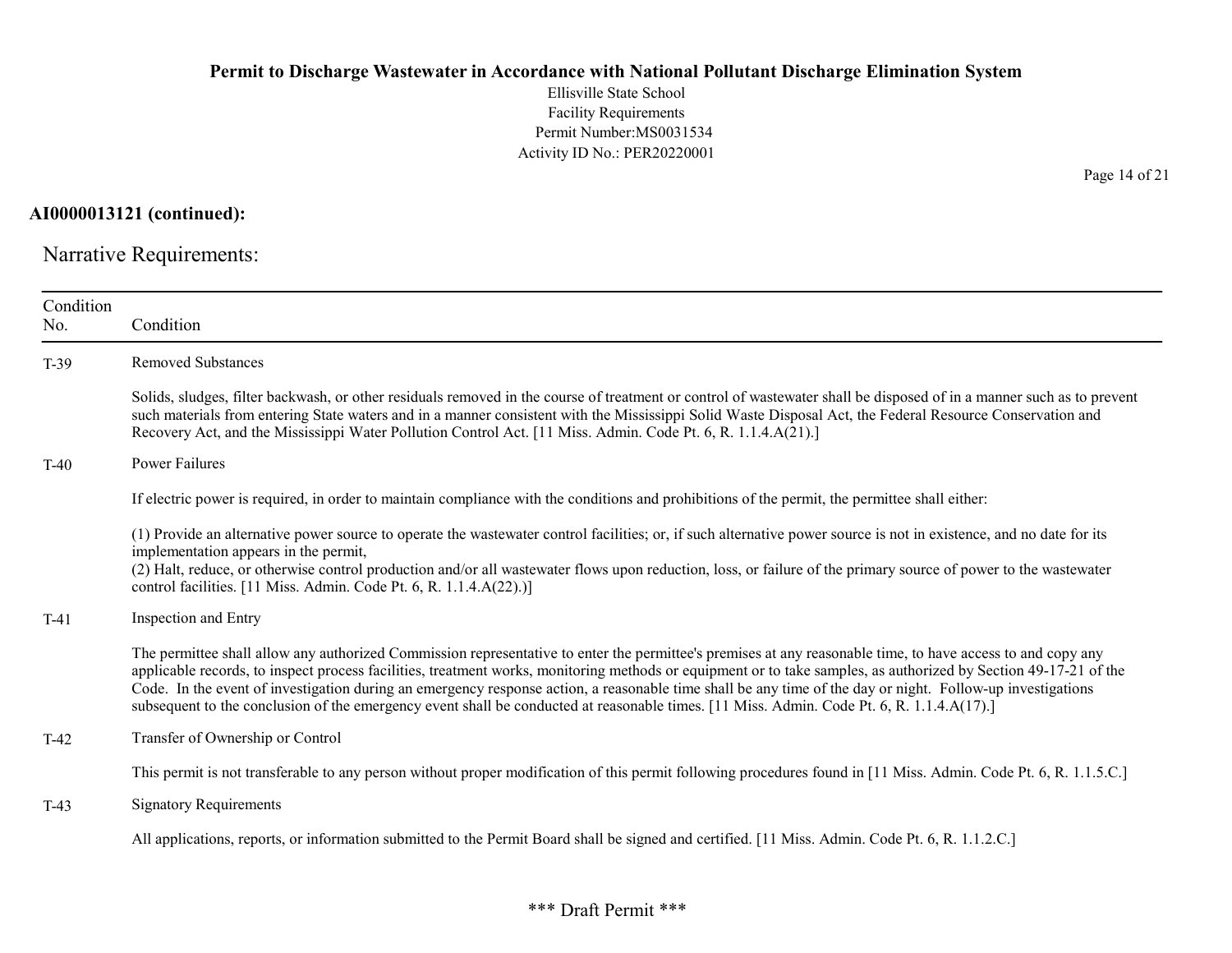**AI0000013121 (continued):**

## Narrative Requirements:

| Condition No. | Condition |
|---|---|
| T-39 | Removed Substances<br><br>Solids, sludges, filter backwash, or other residuals removed in the course of treatment or control of wastewater shall be disposed of in a manner such as to prevent such materials from entering State waters and in a manner consistent with the Mississippi Solid Waste Disposal Act, the Federal Resource Conservation and Recovery Act, and the Mississippi Water Pollution Control Act. [11 Miss. Admin. Code Pt. 6, R. 1.1.4.A(21).] |
| T-40 | Power Failures<br><br>If electric power is required, in order to maintain compliance with the conditions and prohibitions of the permit, the permittee shall either:<br><br>(1) Provide an alternative power source to operate the wastewater control facilities; or, if such alternative power source is not in existence, and no date for its implementation appears in the permit,<br>(2) Halt, reduce, or otherwise control production and/or all wastewater flows upon reduction, loss, or failure of the primary source of power to the wastewater control facilities. [11 Miss. Admin. Code Pt. 6, R. 1.1.4.A(22).)] |
| T-41 | Inspection and Entry<br><br>The permittee shall allow any authorized Commission representative to enter the permittee's premises at any reasonable time, to have access to and copy any applicable records, to inspect process facilities, treatment works, monitoring methods or equipment or to take samples, as authorized by Section 49-17-21 of the Code. In the event of investigation during an emergency response action, a reasonable time shall be any time of the day or night. Follow-up investigations subsequent to the conclusion of the emergency event shall be conducted at reasonable times. [11 Miss. Admin. Code Pt. 6, R. 1.1.4.A(17).] |
| T-42 | Transfer of Ownership or Control<br><br>This permit is not transferable to any person without proper modification of this permit following procedures found in [11 Miss. Admin. Code Pt. 6, R. 1.1.5.C.] |
| T-43 | Signatory Requirements<br><br>All applications, reports, or information submitted to the Permit Board shall be signed and certified. [11 Miss. Admin. Code Pt. 6, R. 1.1.2.C.] |

\*\*\* Draft Permit \*\*\*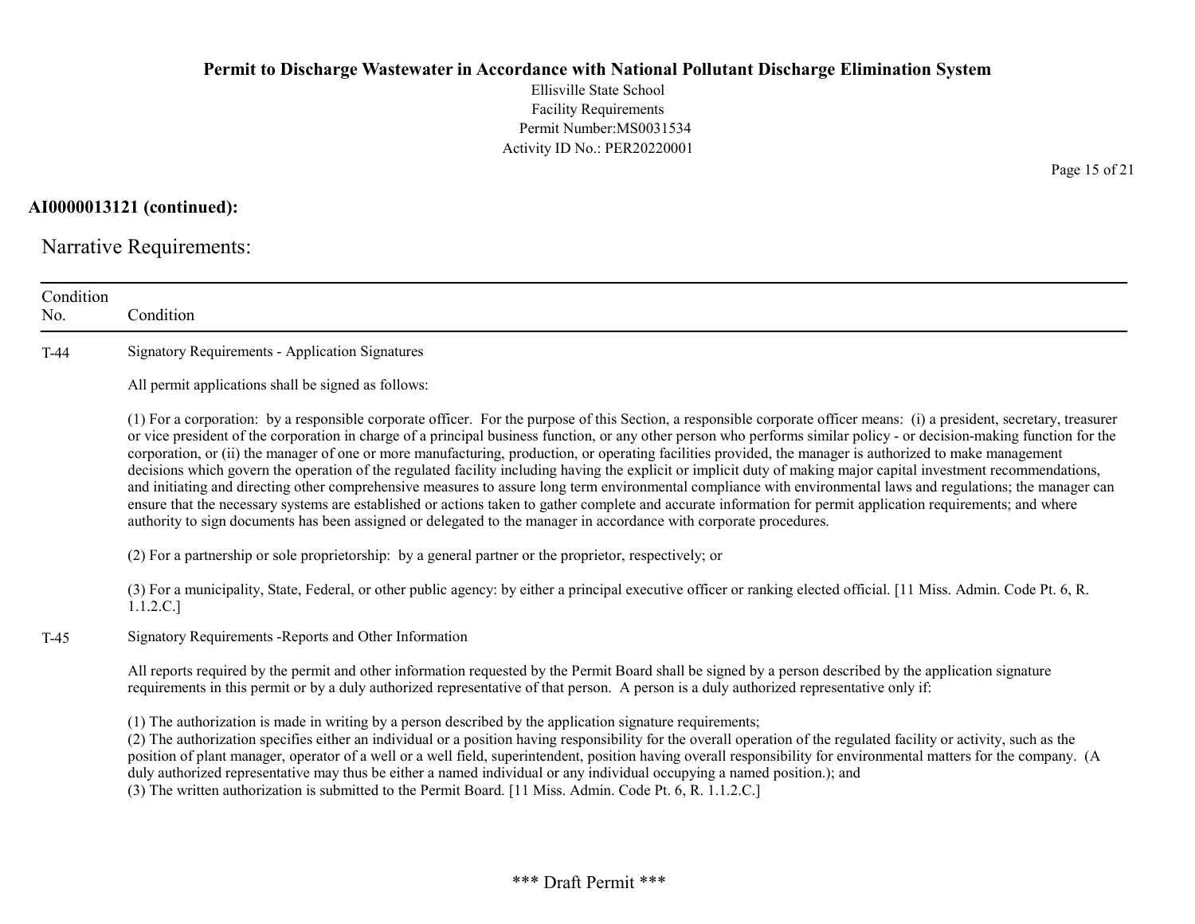**AI0000013121 (continued):**

Narrative Requirements:

| Condition No. | Condition |
|---|---|
| T-44 | Signatory Requirements - Application Signatures<br><br>All permit applications shall be signed as follows:<br><br>(1) For a corporation: by a responsible corporate officer. For the purpose of this Section, a responsible corporate officer means: (i) a president, secretary, treasurer or vice president of the corporation in charge of a principal business function, or any other person who performs similar policy - or decision-making function for the corporation, or (ii) the manager of one or more manufacturing, production, or operating facilities provided, the manager is authorized to make management decisions which govern the operation of the regulated facility including having the explicit or implicit duty of making major capital investment recommendations, and initiating and directing other comprehensive measures to assure long term environmental compliance with environmental laws and regulations; the manager can ensure that the necessary systems are established or actions taken to gather complete and accurate information for permit application requirements; and where authority to sign documents has been assigned or delegated to the manager in accordance with corporate procedures.<br><br>(2) For a partnership or sole proprietorship: by a general partner or the proprietor, respectively; or<br><br>(3) For a municipality, State, Federal, or other public agency: by either a principal executive officer or ranking elected official. [11 Miss. Admin. Code Pt. 6, R. 1.1.2.C.] |
| T-45 | Signatory Requirements -Reports and Other Information<br><br>All reports required by the permit and other information requested by the Permit Board shall be signed by a person described by the application signature requirements in this permit or by a duly authorized representative of that person. A person is a duly authorized representative only if:<br><br>(1) The authorization is made in writing by a person described by the application signature requirements;<br>(2) The authorization specifies either an individual or a position having responsibility for the overall operation of the regulated facility or activity, such as the position of plant manager, operator of a well or a well field, superintendent, position having overall responsibility for environmental matters for the company. (A duly authorized representative may thus be either a named individual or any individual occupying a named position.); and<br>(3) The written authorization is submitted to the Permit Board. [11 Miss. Admin. Code Pt. 6, R. 1.1.2.C.] |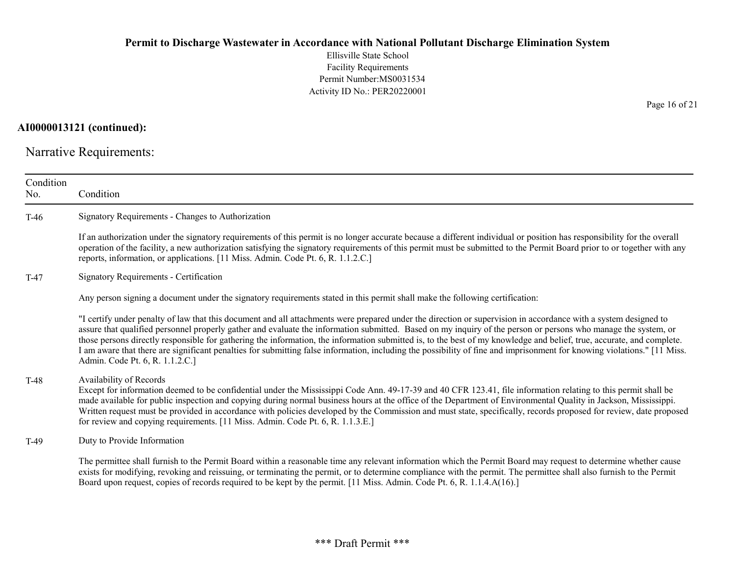**AI0000013121 (continued):**

Narrative Requirements:

| Condition No. | Condition |
|---|---|
| T-46 | Signatory Requirements - Changes to Authorization<br><br>If an authorization under the signatory requirements of this permit is no longer accurate because a different individual or position has responsibility for the overall operation of the facility, a new authorization satisfying the signatory requirements of this permit must be submitted to the Permit Board prior to or together with any reports, information, or applications. [11 Miss. Admin. Code Pt. 6, R. 1.1.2.C.] |
| T-47 | Signatory Requirements - Certification<br><br>Any person signing a document under the signatory requirements stated in this permit shall make the following certification:<br><br>"I certify under penalty of law that this document and all attachments were prepared under the direction or supervision in accordance with a system designed to assure that qualified personnel properly gather and evaluate the information submitted. Based on my inquiry of the person or persons who manage the system, or those persons directly responsible for gathering the information, the information submitted is, to the best of my knowledge and belief, true, accurate, and complete. I am aware that there are significant penalties for submitting false information, including the possibility of fine and imprisonment for knowing violations." [11 Miss. Admin. Code Pt. 6, R. 1.1.2.C.] |
| T-48 | Availability of Records<br>Except for information deemed to be confidential under the Mississippi Code Ann. 49-17-39 and 40 CFR 123.41, file information relating to this permit shall be made available for public inspection and copying during normal business hours at the office of the Department of Environmental Quality in Jackson, Mississippi. Written request must be provided in accordance with policies developed by the Commission and must state, specifically, records proposed for review, date proposed for review and copying requirements. [11 Miss. Admin. Code Pt. 6, R. 1.1.3.E.] |
| T-49 | Duty to Provide Information<br><br>The permittee shall furnish to the Permit Board within a reasonable time any relevant information which the Permit Board may request to determine whether cause exists for modifying, revoking and reissuing, or terminating the permit, or to determine compliance with the permit. The permittee shall also furnish to the Permit Board upon request, copies of records required to be kept by the permit. [11 Miss. Admin. Code Pt. 6, R. 1.1.4.A(16).] |

\*\*\* Draft Permit \*\*\*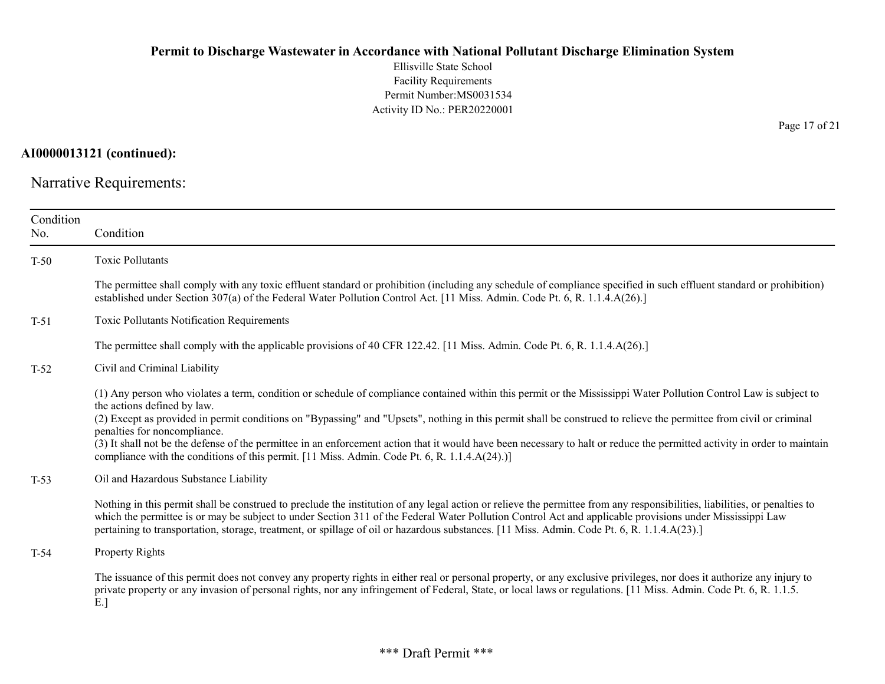**AI0000013121 (continued):**

## Narrative Requirements:

| Condition No. | Condition |
|---|---|
| T-50 | Toxic Pollutants<br><br>The permittee shall comply with any toxic effluent standard or prohibition (including any schedule of compliance specified in such effluent standard or prohibition) established under Section 307(a) of the Federal Water Pollution Control Act. [11 Miss. Admin. Code Pt. 6, R. 1.1.4.A(26).] |
| T-51 | Toxic Pollutants Notification Requirements<br><br>The permittee shall comply with the applicable provisions of 40 CFR 122.42. [11 Miss. Admin. Code Pt. 6, R. 1.1.4.A(26).] |
| T-52 | Civil and Criminal Liability<br><br>(1) Any person who violates a term, condition or schedule of compliance contained within this permit or the Mississippi Water Pollution Control Law is subject to the actions defined by law.<br>(2) Except as provided in permit conditions on "Bypassing" and "Upsets", nothing in this permit shall be construed to relieve the permittee from civil or criminal penalties for noncompliance.<br>(3) It shall not be the defense of the permittee in an enforcement action that it would have been necessary to halt or reduce the permitted activity in order to maintain compliance with the conditions of this permit. [11 Miss. Admin. Code Pt. 6, R. 1.1.4.A(24).)] |
| T-53 | Oil and Hazardous Substance Liability<br><br>Nothing in this permit shall be construed to preclude the institution of any legal action or relieve the permittee from any responsibilities, liabilities, or penalties to which the permittee is or may be subject to under Section 311 of the Federal Water Pollution Control Act and applicable provisions under Mississippi Law pertaining to transportation, storage, treatment, or spillage of oil or hazardous substances. [11 Miss. Admin. Code Pt. 6, R. 1.1.4.A(23).] |
| T-54 | Property Rights<br><br>The issuance of this permit does not convey any property rights in either real or personal property, or any exclusive privileges, nor does it authorize any injury to private property or any invasion of personal rights, nor any infringement of Federal, State, or local laws or regulations. [11 Miss. Admin. Code Pt. 6, R. 1.1.5. E.] |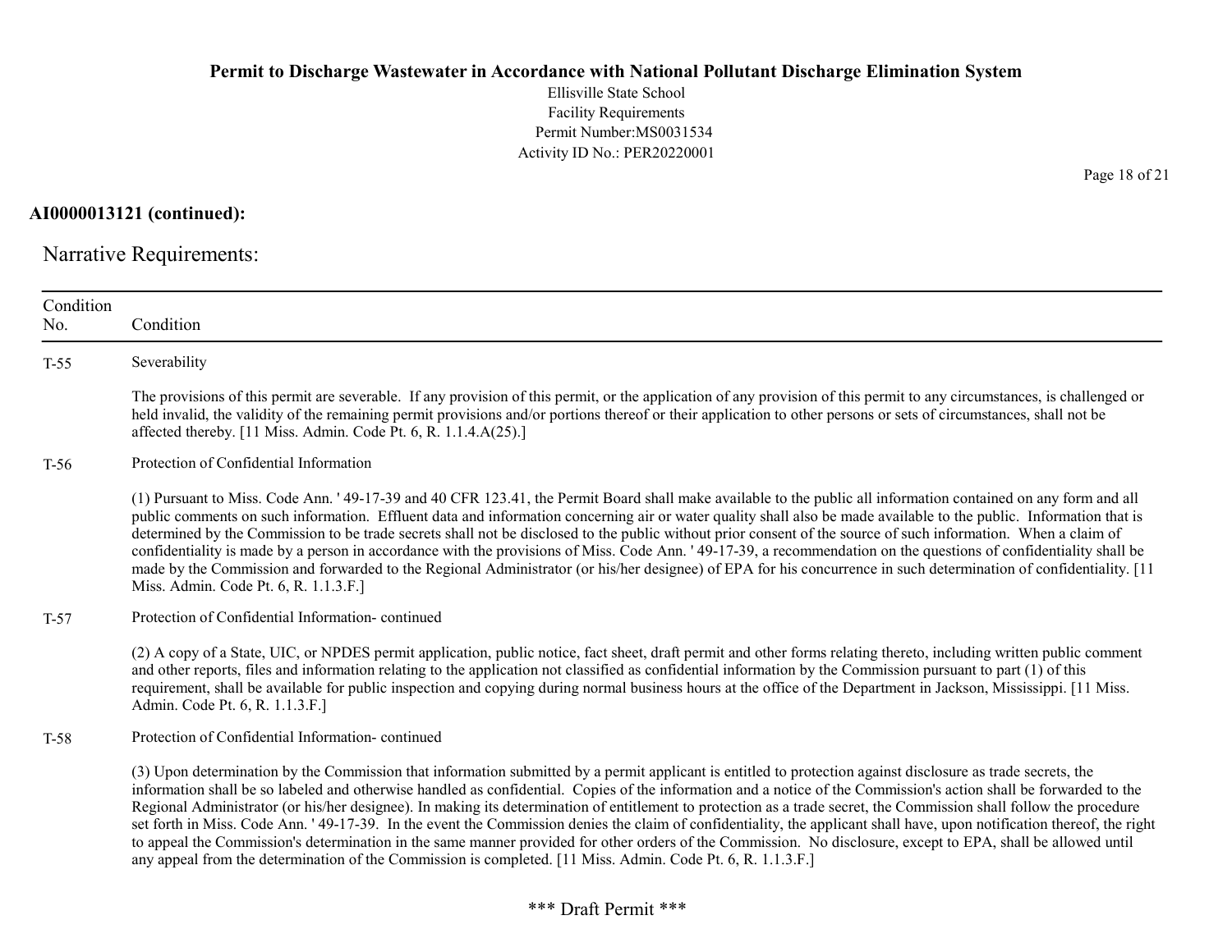**AI0000013121 (continued):**

Narrative Requirements:

| Condition No. | Condition |
|---|---|
| T-55 | Severability<br><br>The provisions of this permit are severable. If any provision of this permit, or the application of any provision of this permit to any circumstances, is challenged or held invalid, the validity of the remaining permit provisions and/or portions thereof or their application to other persons or sets of circumstances, shall not be affected thereby. [11 Miss. Admin. Code Pt. 6, R. 1.1.4.A(25).] |
| T-56 | Protection of Confidential Information<br><br>(1) Pursuant to Miss. Code Ann. ' 49-17-39 and 40 CFR 123.41, the Permit Board shall make available to the public all information contained on any form and all public comments on such information. Effluent data and information concerning air or water quality shall also be made available to the public. Information that is determined by the Commission to be trade secrets shall not be disclosed to the public without prior consent of the source of such information. When a claim of confidentiality is made by a person in accordance with the provisions of Miss. Code Ann. ' 49-17-39, a recommendation on the questions of confidentiality shall be made by the Commission and forwarded to the Regional Administrator (or his/her designee) of EPA for his concurrence in such determination of confidentiality. [11 Miss. Admin. Code Pt. 6, R. 1.1.3.F.] |
| T-57 | Protection of Confidential Information- continued<br><br>(2) A copy of a State, UIC, or NPDES permit application, public notice, fact sheet, draft permit and other forms relating thereto, including written public comment and other reports, files and information relating to the application not classified as confidential information by the Commission pursuant to part (1) of this requirement, shall be available for public inspection and copying during normal business hours at the office of the Department in Jackson, Mississippi. [11 Miss. Admin. Code Pt. 6, R. 1.1.3.F.] |
| T-58 | Protection of Confidential Information- continued<br><br>(3) Upon determination by the Commission that information submitted by a permit applicant is entitled to protection against disclosure as trade secrets, the information shall be so labeled and otherwise handled as confidential. Copies of the information and a notice of the Commission's action shall be forwarded to the Regional Administrator (or his/her designee). In making its determination of entitlement to protection as a trade secret, the Commission shall follow the procedure set forth in Miss. Code Ann. ' 49-17-39. In the event the Commission denies the claim of confidentiality, the applicant shall have, upon notification thereof, the right to appeal the Commission's determination in the same manner provided for other orders of the Commission. No disclosure, except to EPA, shall be allowed until any appeal from the determination of the Commission is completed. [11 Miss. Admin. Code Pt. 6, R. 1.1.3.F.] |

*** Draft Permit ***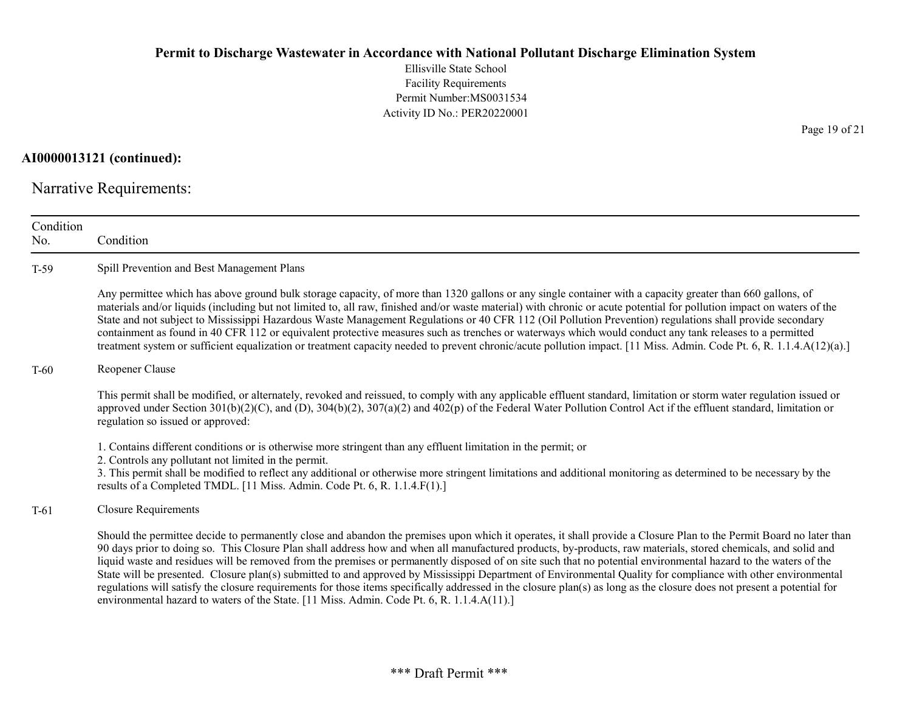**AI0000013121 (continued):**

## Narrative Requirements:

| Condition No. | Condition |
|---|---|
| T-59 | Spill Prevention and Best Management Plans<br><br>Any permittee which has above ground bulk storage capacity, of more than 1320 gallons or any single container with a capacity greater than 660 gallons, of materials and/or liquids (including but not limited to, all raw, finished and/or waste material) with chronic or acute potential for pollution impact on waters of the State and not subject to Mississippi Hazardous Waste Management Regulations or 40 CFR 112 (Oil Pollution Prevention) regulations shall provide secondary containment as found in 40 CFR 112 or equivalent protective measures such as trenches or waterways which would conduct any tank releases to a permitted treatment system or sufficient equalization or treatment capacity needed to prevent chronic/acute pollution impact. [11 Miss. Admin. Code Pt. 6, R. 1.1.4.A(12)(a).] |
| T-60 | Reopener Clause<br><br>This permit shall be modified, or alternately, revoked and reissued, to comply with any applicable effluent standard, limitation or storm water regulation issued or approved under Section 301(b)(2)(C), and (D), 304(b)(2), 307(a)(2) and 402(p) of the Federal Water Pollution Control Act if the effluent standard, limitation or regulation so issued or approved:<br><br>1. Contains different conditions or is otherwise more stringent than any effluent limitation in the permit; or<br>2. Controls any pollutant not limited in the permit.<br>3. This permit shall be modified to reflect any additional or otherwise more stringent limitations and additional monitoring as determined to be necessary by the results of a Completed TMDL. [11 Miss. Admin. Code Pt. 6, R. 1.1.4.F(1).] |
| T-61 | Closure Requirements<br><br>Should the permittee decide to permanently close and abandon the premises upon which it operates, it shall provide a Closure Plan to the Permit Board no later than 90 days prior to doing so. This Closure Plan shall address how and when all manufactured products, by-products, raw materials, stored chemicals, and solid and liquid waste and residues will be removed from the premises or permanently disposed of on site such that no potential environmental hazard to the waters of the State will be presented. Closure plan(s) submitted to and approved by Mississippi Department of Environmental Quality for compliance with other environmental regulations will satisfy the closure requirements for those items specifically addressed in the closure plan(s) as long as the closure does not present a potential for environmental hazard to waters of the State. [11 Miss. Admin. Code Pt. 6, R. 1.1.4.A(11).] |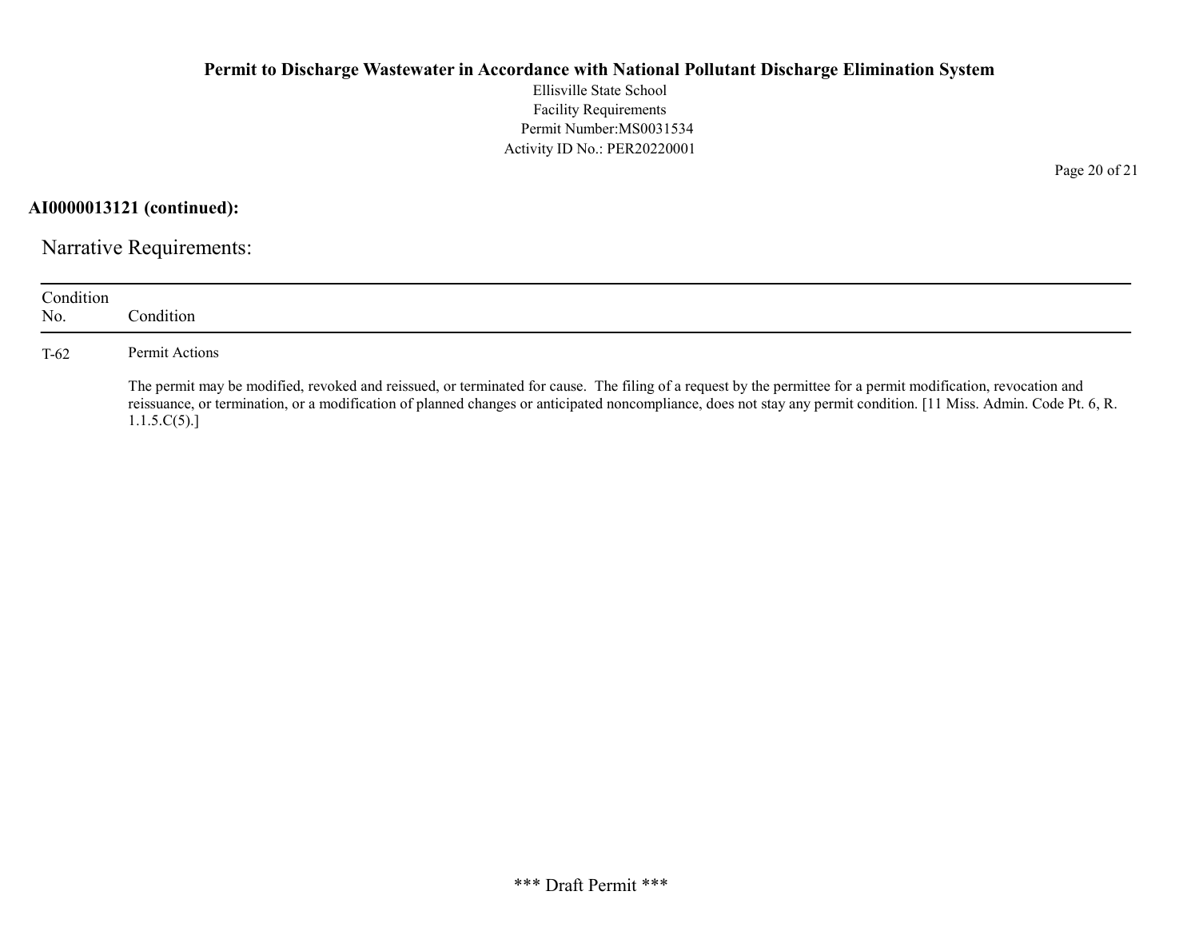**AI0000013121 (continued):**

## Narrative Requirements:

| Condition No. | Condition |
|---|---|
| T-62 | Permit Actions<br><br>The permit may be modified, revoked and reissued, or terminated for cause. The filing of a request by the permittee for a permit modification, revocation and reissuance, or termination, or a modification of planned changes or anticipated noncompliance, does not stay any permit condition. [11 Miss. Admin. Code Pt. 6, R. 1.1.5.C(5).] |

*** Draft Permit ***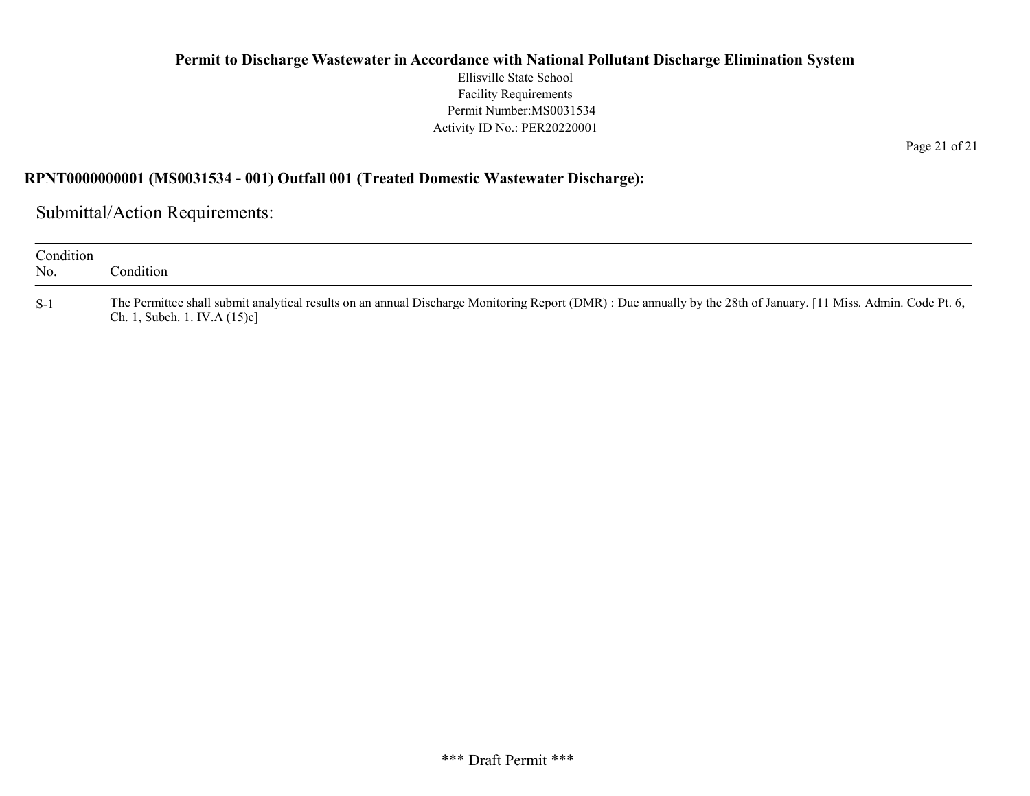**RPNT0000000001 (MS0031534 - 001) Outfall 001 (Treated Domestic Wastewater Discharge):**

## Submittal/Action Requirements:

| Condition No. | Condition |
|---|---|
| S-1 | The Permittee shall submit analytical results on an annual Discharge Monitoring Report (DMR) : Due annually by the 28th of January. [11 Miss. Admin. Code Pt. 6, Ch. 1, Subch. 1. IV.A (15)c] |

\*\*\* Draft Permit \*\*\*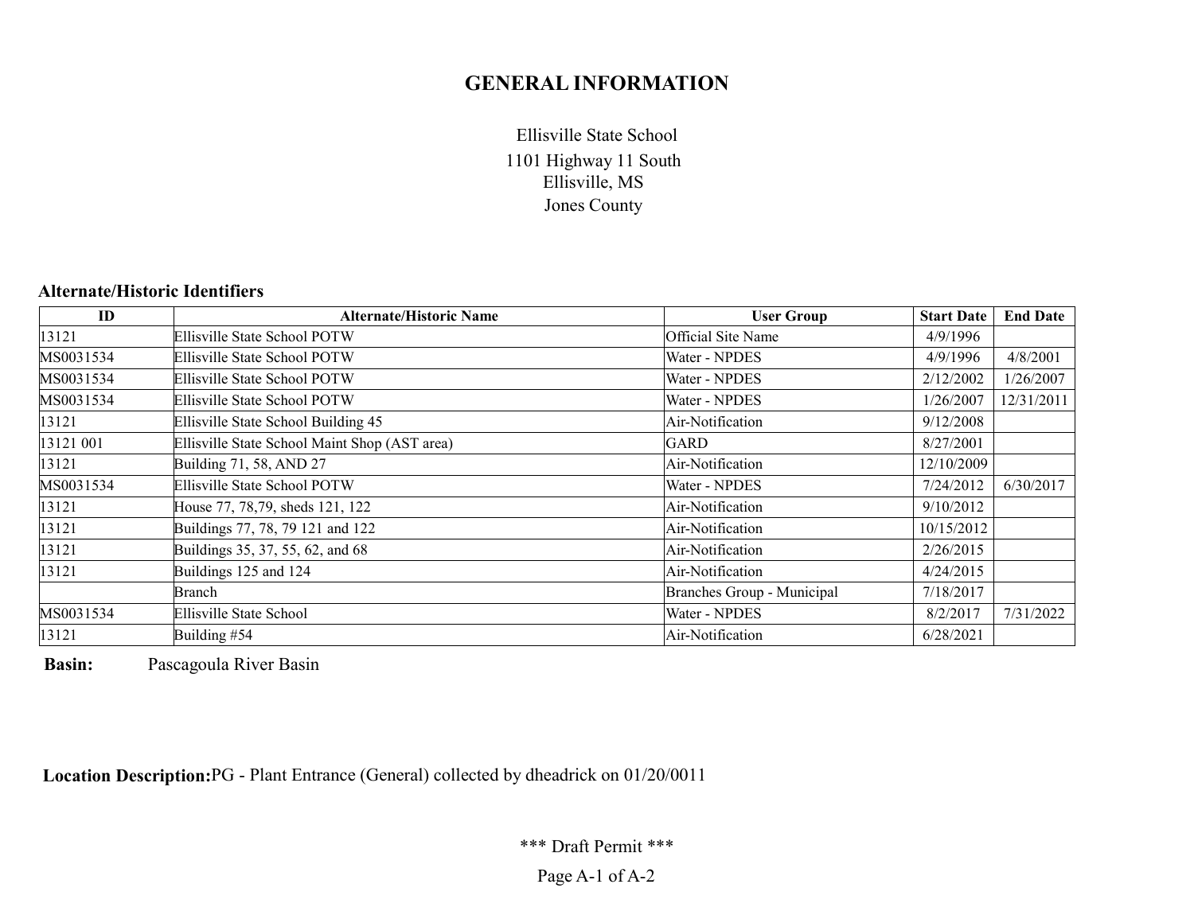# GENERAL INFORMATION

Ellisville State School
1101 Highway 11 South
Ellisville, MS
Jones County

### Alternate/Historic Identifiers

| ID | Alternate/Historic Name | User Group | Start Date | End Date |
|---|---|---|---|---|
| 13121 | Ellisville State School POTW | Official Site Name | 4/9/1996 | |
| MS0031534 | Ellisville State School POTW | Water - NPDES | 4/9/1996 | 4/8/2001 |
| MS0031534 | Ellisville State School POTW | Water - NPDES | 2/12/2002 | 1/26/2007 |
| MS0031534 | Ellisville State School POTW | Water - NPDES | 1/26/2007 | 12/31/2011 |
| 13121 | Ellisville State School Building 45 | Air-Notification | 9/12/2008 | |
| 13121 001 | Ellisville State School Maint Shop (AST area) | GARD | 8/27/2001 | |
| 13121 | Building 71, 58, AND 27 | Air-Notification | 12/10/2009 | |
| MS0031534 | Ellisville State School POTW | Water - NPDES | 7/24/2012 | 6/30/2017 |
| 13121 | House 77, 78,79, sheds 121, 122 | Air-Notification | 9/10/2012 | |
| 13121 | Buildings 77, 78, 79 121 and 122 | Air-Notification | 10/15/2012 | |
| 13121 | Buildings 35, 37, 55, 62, and 68 | Air-Notification | 2/26/2015 | |
| 13121 | Buildings 125 and 124 | Air-Notification | 4/24/2015 | |
| | Branch | Branches Group - Municipal | 7/18/2017 | |
| MS0031534 | Ellisville State School | Water - NPDES | 8/2/2017 | 7/31/2022 |
| 13121 | Building #54 | Air-Notification | 6/28/2021 | |

**Basin:** Pascagoula River Basin

**Location Description:** PG - Plant Entrance (General) collected by dheadrick on 01/20/0011

*** Draft Permit ***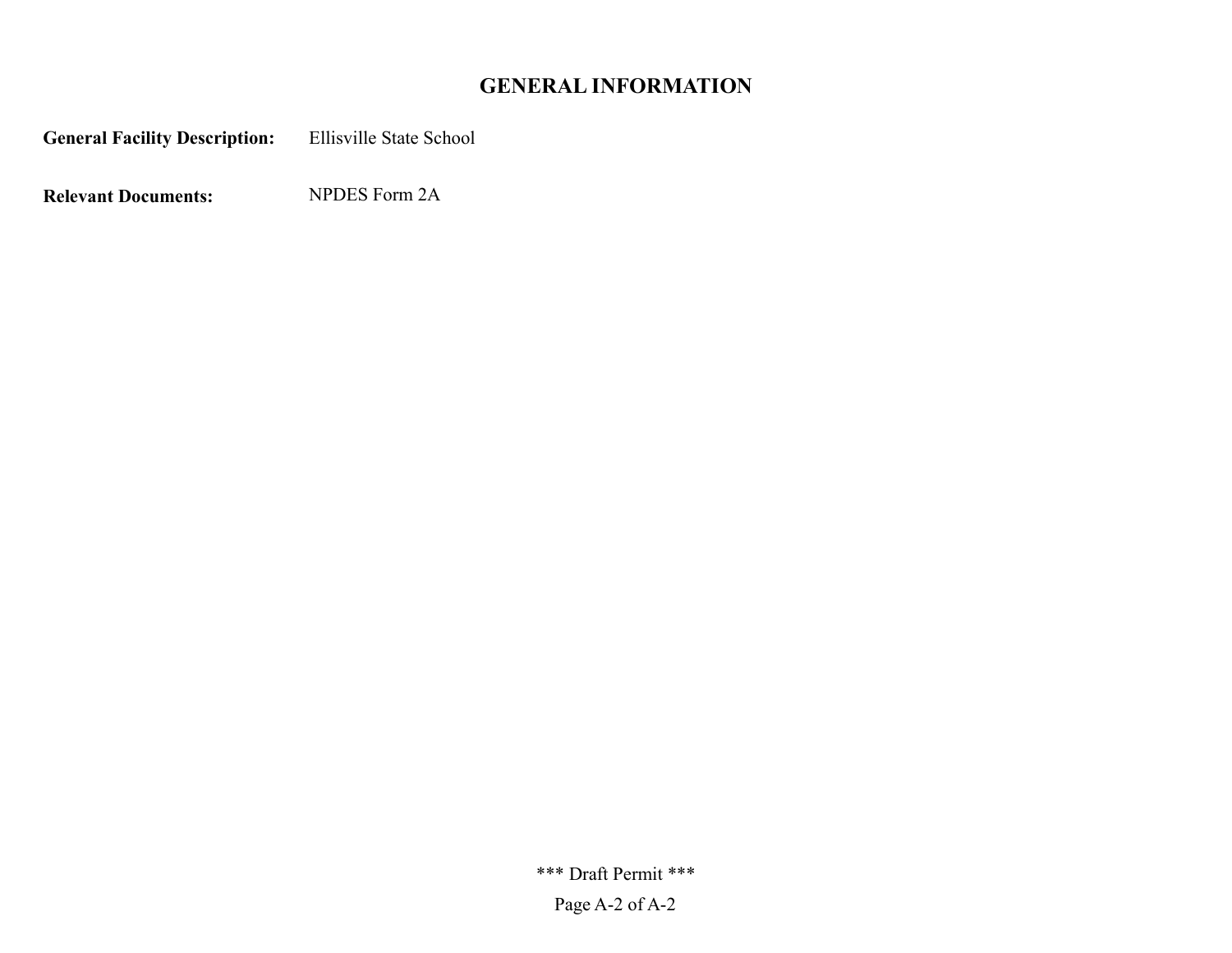# GENERAL INFORMATION

**General Facility Description:** Ellisville State School

**Relevant Documents:** NPDES Form 2A

*** Draft Permit ***